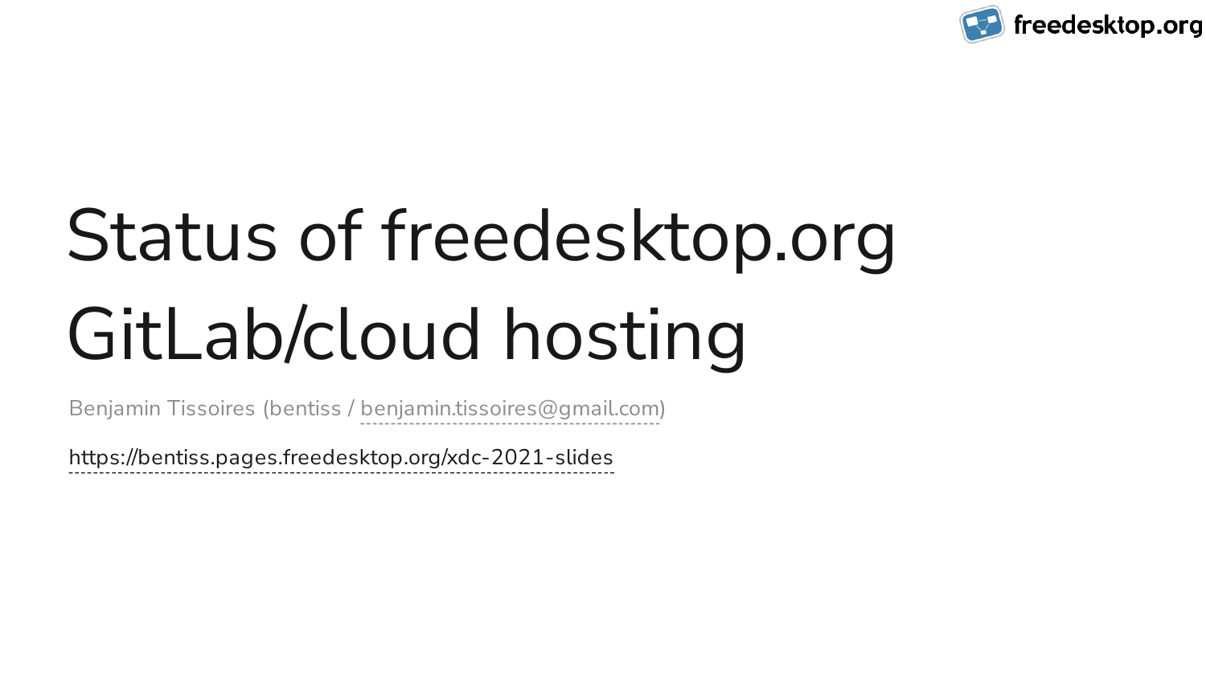# Status of freedesktop.org GitLab/cloud hosting

Benjamin Tissoires (bentiss / benjamin.tissoires@gmail.com)

https://bentiss.pages.freedesktop.org/xdc-2021-slides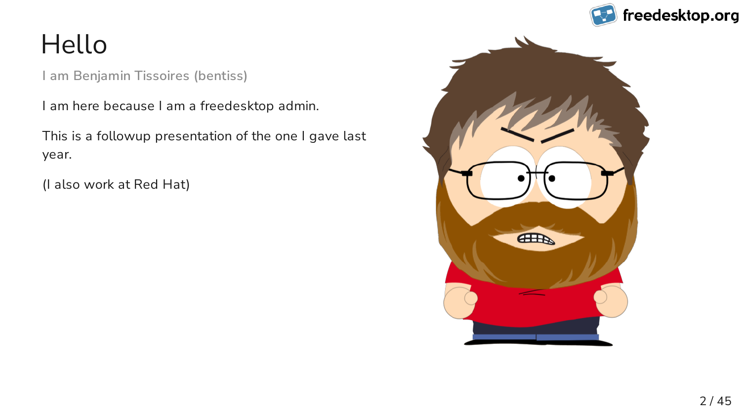# Hello

I am Benjamin Tissoires (bentiss)

I am here because I am a freedesktop admin.

This is a followup presentation of the one I gave last year.

(I also work at Red Hat)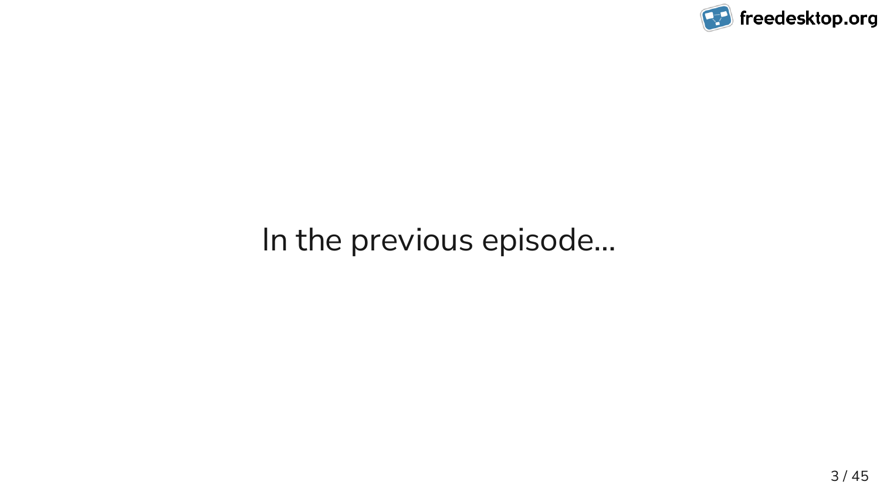In the previous episode…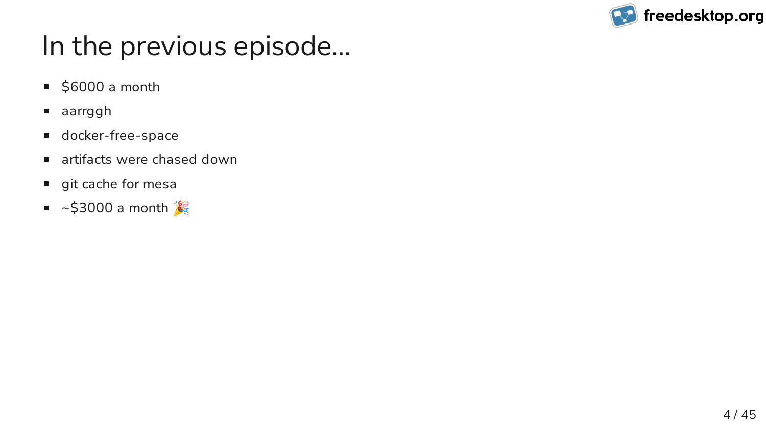# In the previous episode…

- $6000 a month
- aarrggh
- docker-free-space
- artifacts were chased down
- git cache for mesa
- ~$3000 a month 🎉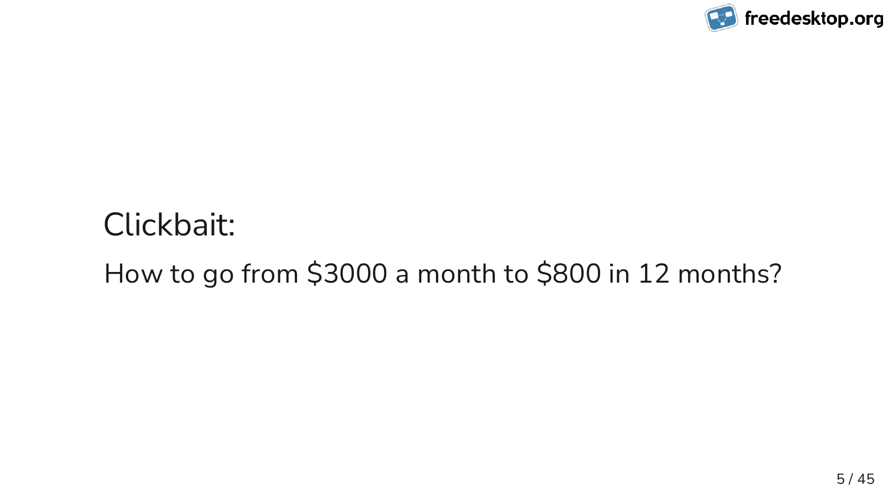Clickbait:

How to go from $3000 a month to $800 in 12 months?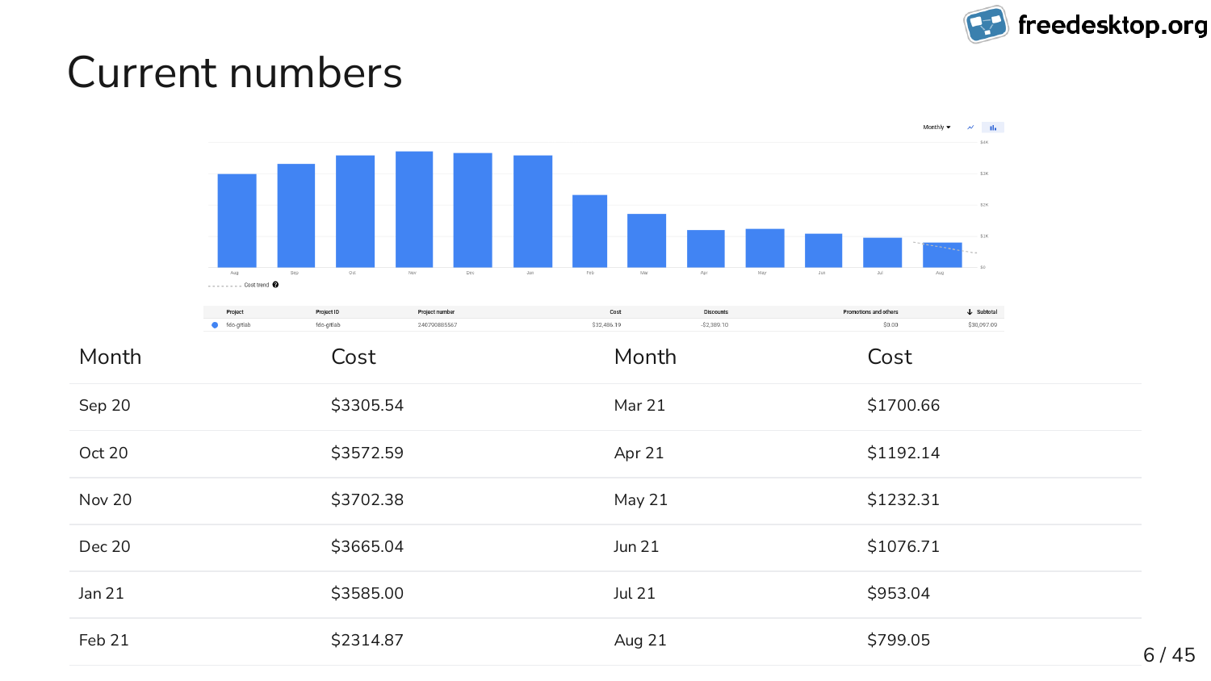# Current numbers

| Month | Cost | Month | Cost |
|---|---|---|---|
| Sep 20 | $3305.54 | Mar 21 | $1700.66 |
| Oct 20 | $3572.59 | Apr 21 | $1192.14 |
| Nov 20 | $3702.38 | May 21 | $1232.31 |
| Dec 20 | $3665.04 | Jun 21 | $1076.71 |
| Jan 21 | $3585.00 | Jul 21 | $953.04 |
| Feb 21 | $2314.87 | Aug 21 | $799.05 |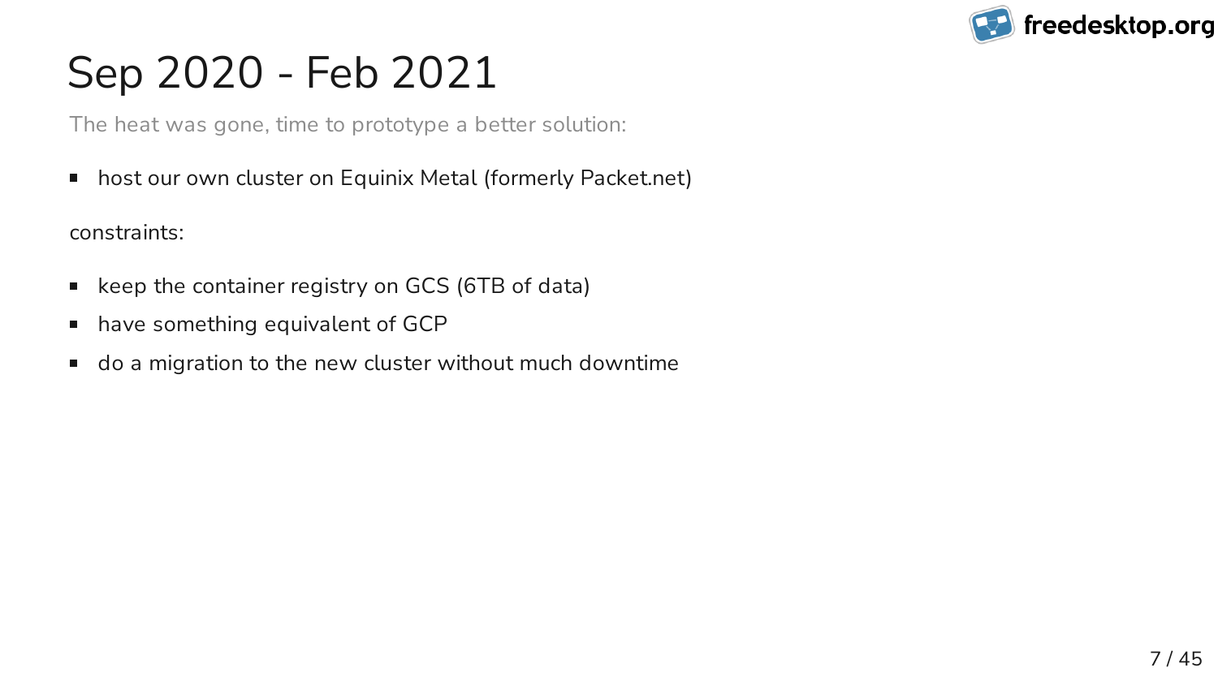# Sep 2020 - Feb 2021

The heat was gone, time to prototype a better solution:

- host our own cluster on Equinix Metal (formerly Packet.net)

constraints:

- keep the container registry on GCS (6TB of data)
- have something equivalent of GCP
- do a migration to the new cluster without much downtime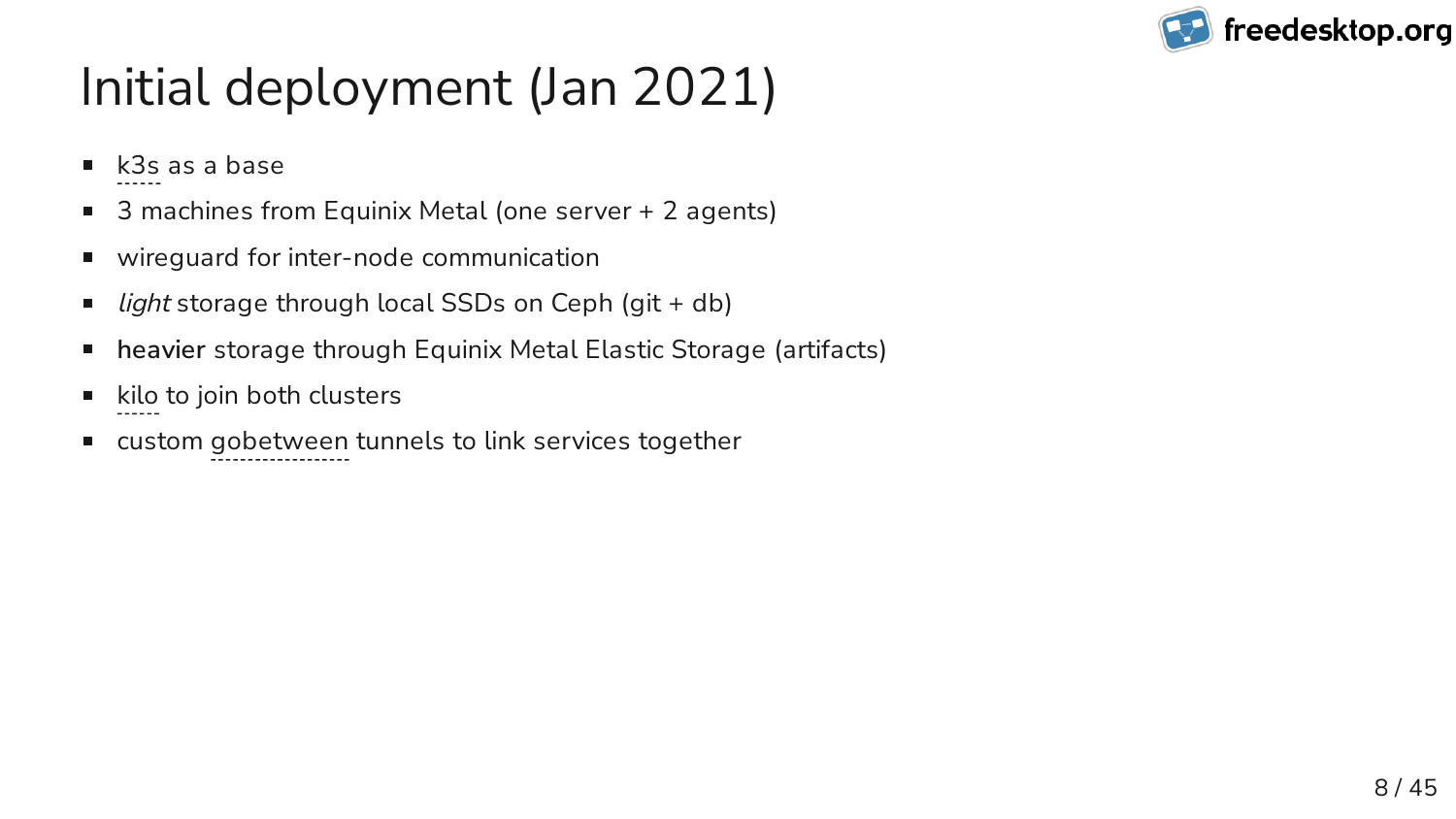# Initial deployment (Jan 2021)

- k3s as a base
- 3 machines from Equinix Metal (one server + 2 agents)
- wireguard for inter-node communication
- *light* storage through local SSDs on Ceph (git + db)
- **heavier** storage through Equinix Metal Elastic Storage (artifacts)
- kilo to join both clusters
- custom gobetween tunnels to link services together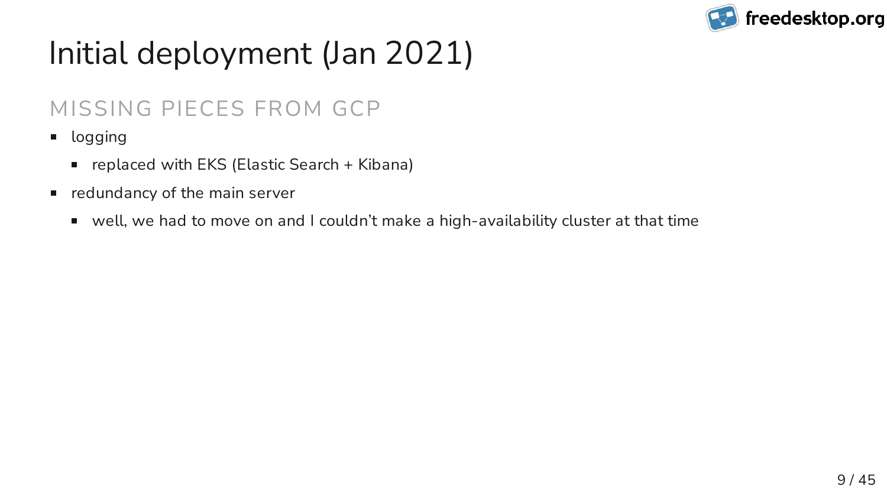# Initial deployment (Jan 2021)

## MISSING PIECES FROM GCP

- logging
  - replaced with EKS (Elastic Search + Kibana)
- redundancy of the main server
  - well, we had to move on and I couldn't make a high-availability cluster at that time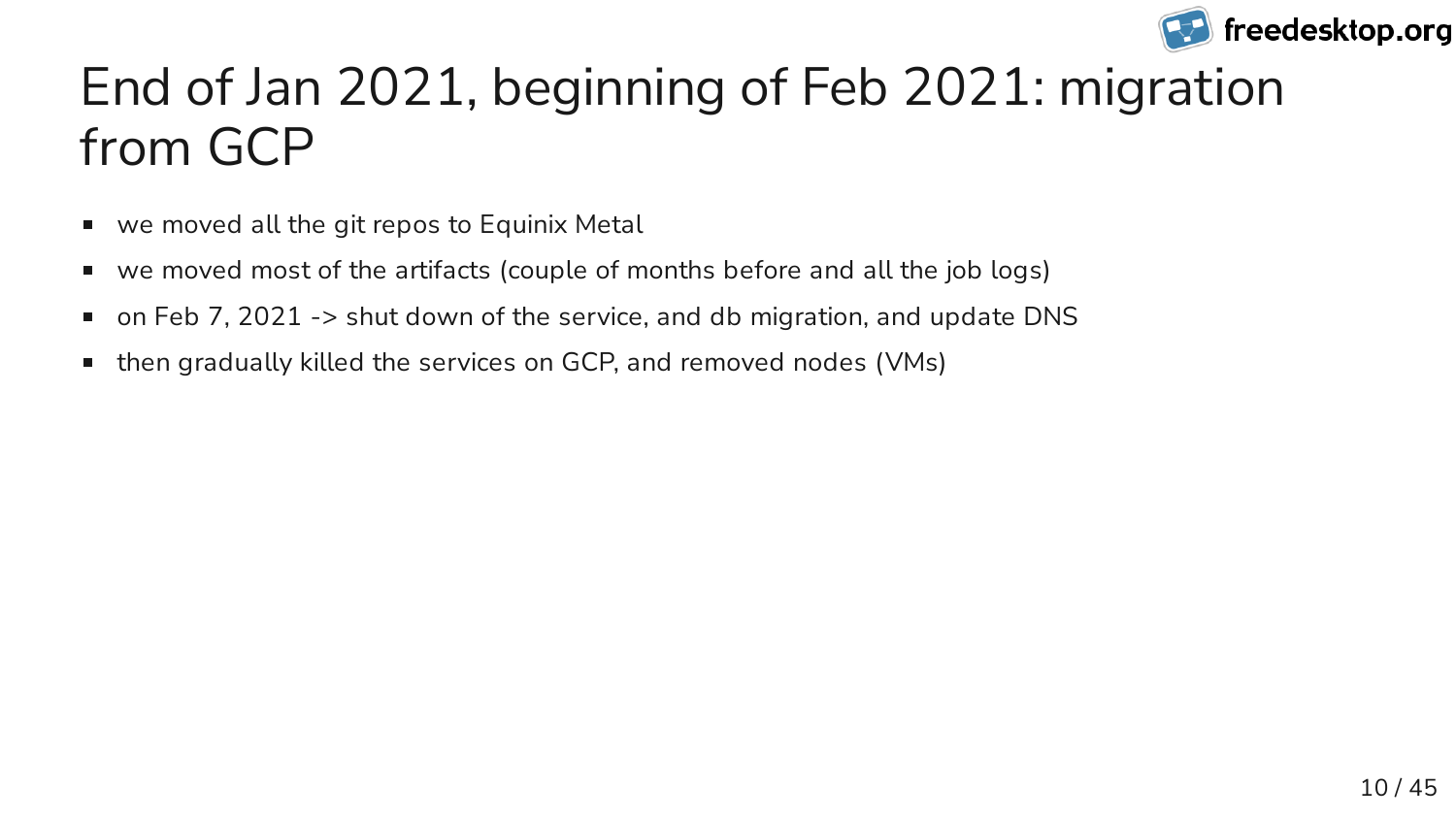# End of Jan 2021, beginning of Feb 2021: migration from GCP

- we moved all the git repos to Equinix Metal
- we moved most of the artifacts (couple of months before and all the job logs)
- on Feb 7, 2021 -> shut down of the service, and db migration, and update DNS
- then gradually killed the services on GCP, and removed nodes (VMs)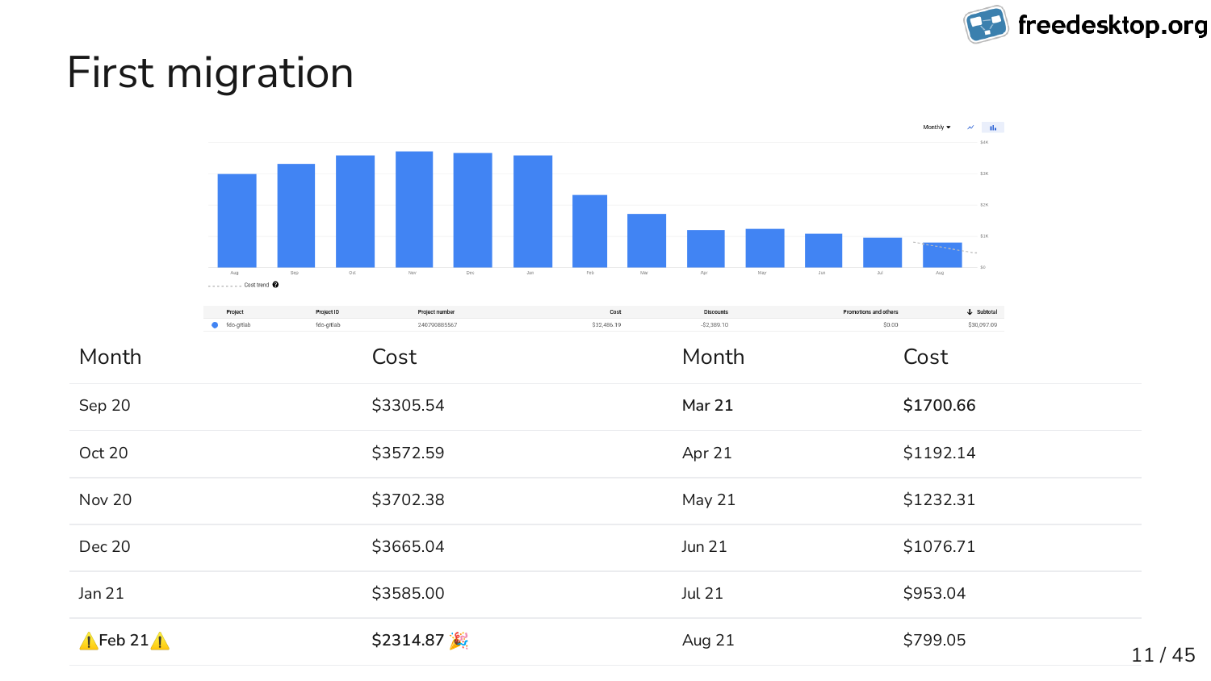# First migration

| Project | Project ID | Project number | Cost | Discounts | Promotions and others | Subtotal |
|---|---|---|---|---|---|---|
| fdo-gitlab | fdo-gitlab | 240790885567 | $32,486.19 | -$2,389.10 | $0.00 | $30,097.09 |

| Month | Cost | Month | Cost |
|---|---|---|---|
| Sep 20 | $3305.54 | **Mar 21** | **$1700.66** |
| Oct 20 | $3572.59 | Apr 21 | $1192.14 |
| Nov 20 | $3702.38 | May 21 | $1232.31 |
| Dec 20 | $3665.04 | Jun 21 | $1076.71 |
| Jan 21 | $3585.00 | Jul 21 | $953.04 |
| ⚠️Feb 21⚠️ | **$2314.87** 🎉 | Aug 21 | $799.05 |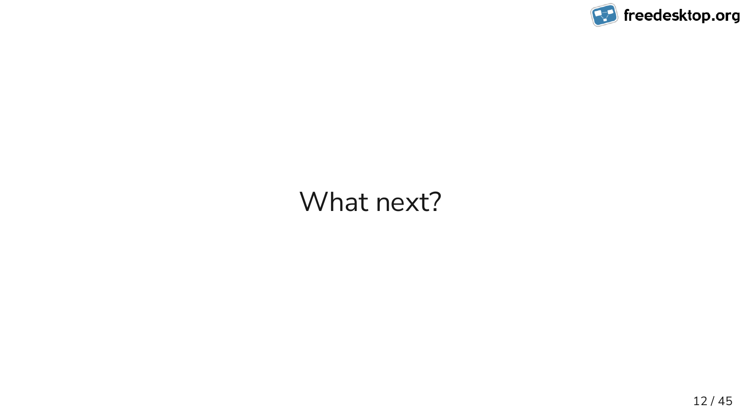# What next?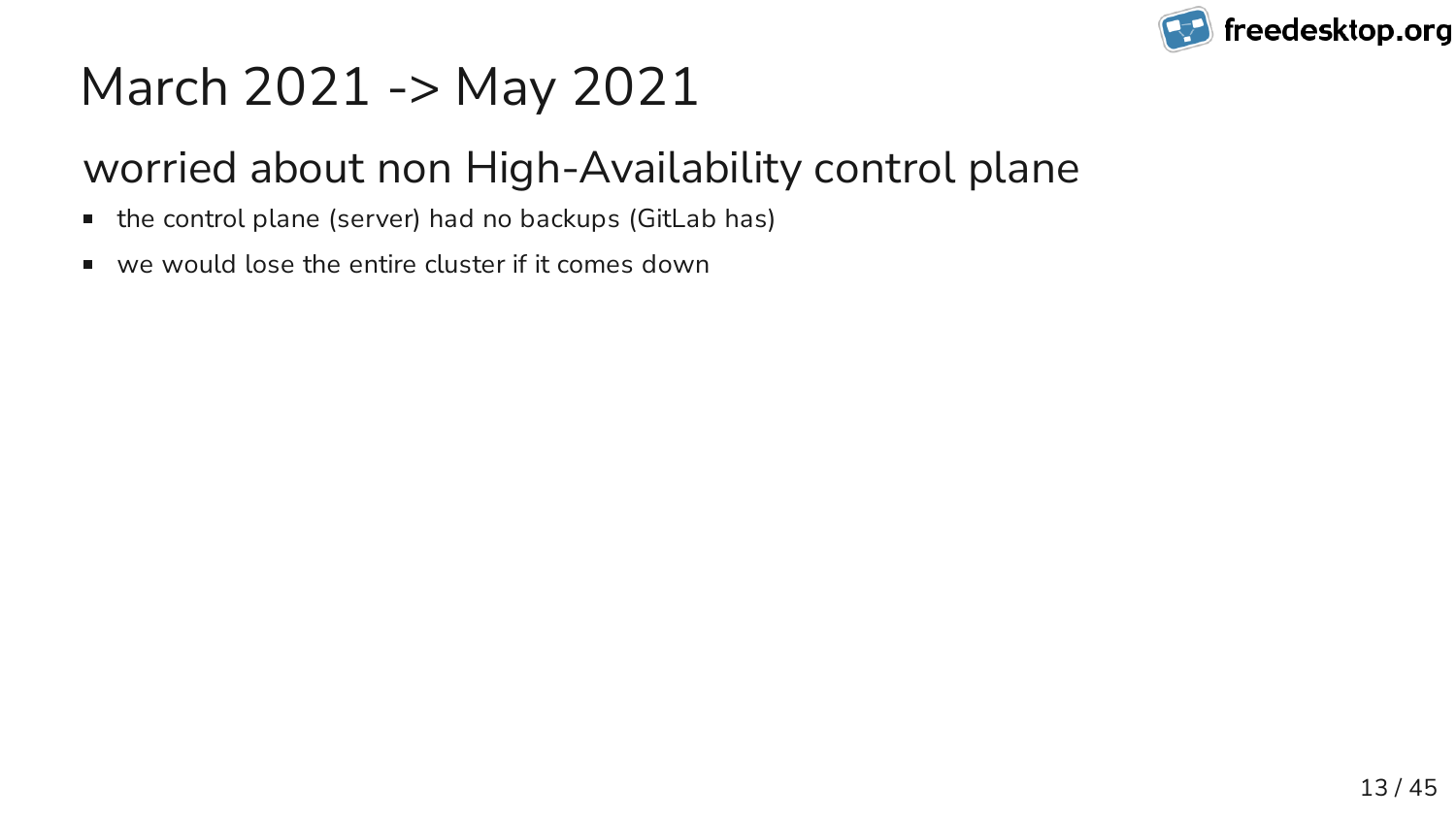# March 2021 -> May 2021

## worried about non High-Availability control plane

- the control plane (server) had no backups (GitLab has)
- we would lose the entire cluster if it comes down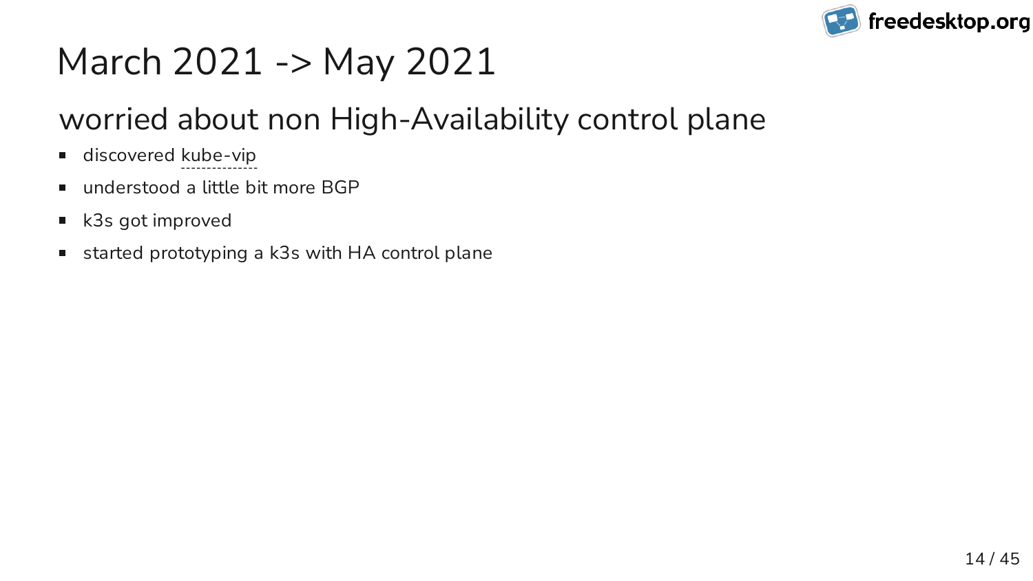# March 2021 -> May 2021

## worried about non High-Availability control plane

- discovered kube-vip
- understood a little bit more BGP
- k3s got improved
- started prototyping a k3s with HA control plane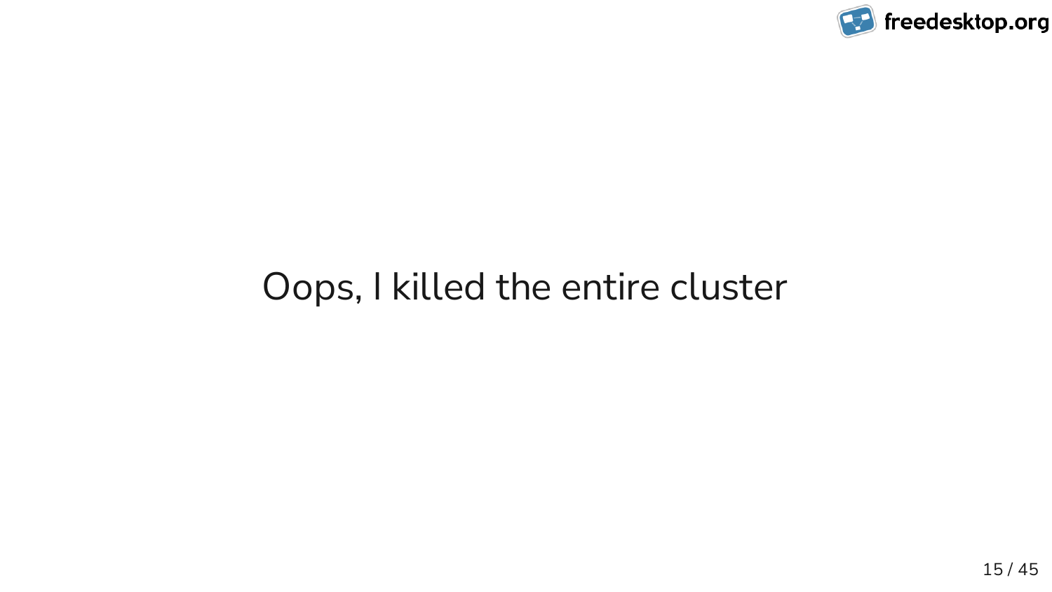Oops, I killed the entire cluster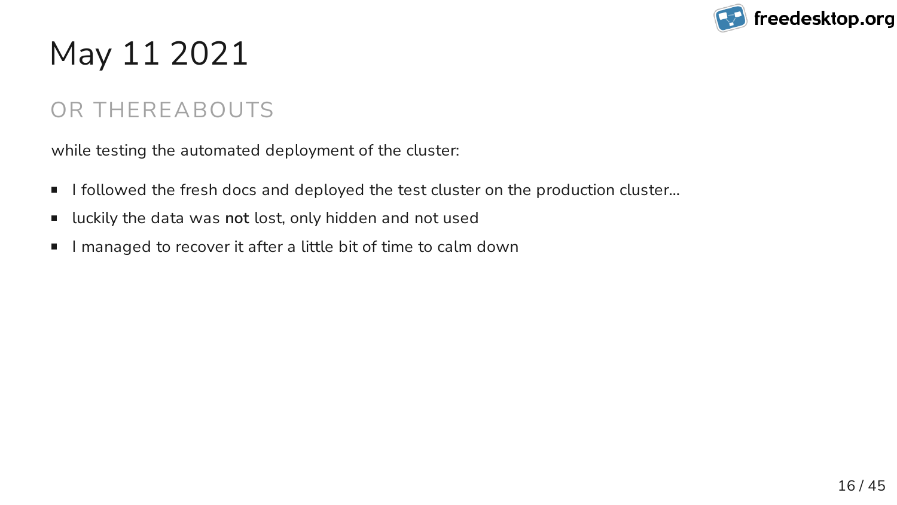# May 11 2021

## OR THEREABOUTS

while testing the automated deployment of the cluster:

- I followed the fresh docs and deployed the test cluster on the production cluster...
- luckily the data was **not** lost, only hidden and not used
- I managed to recover it after a little bit of time to calm down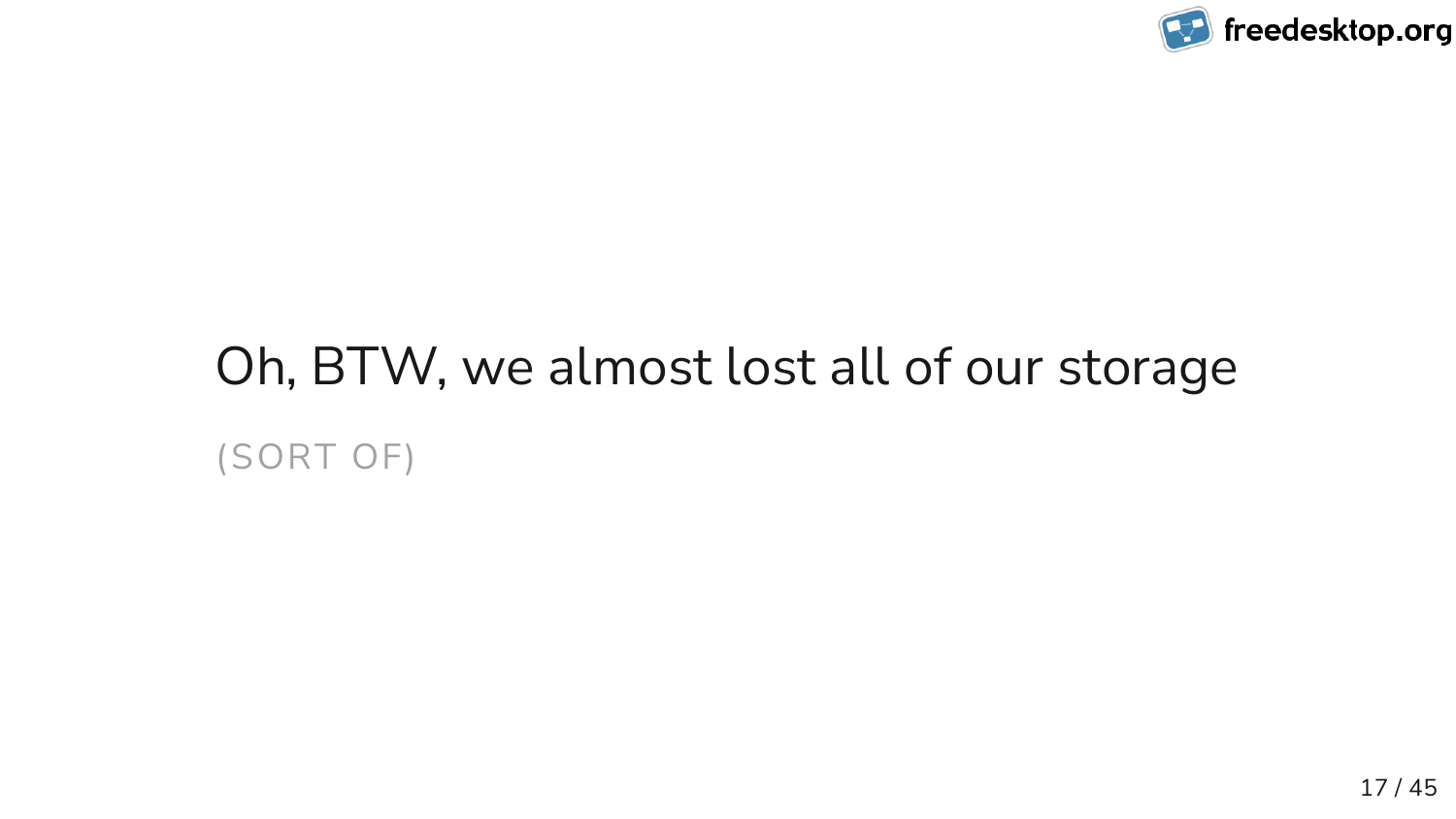# Oh, BTW, we almost lost all of our storage

(SORT OF)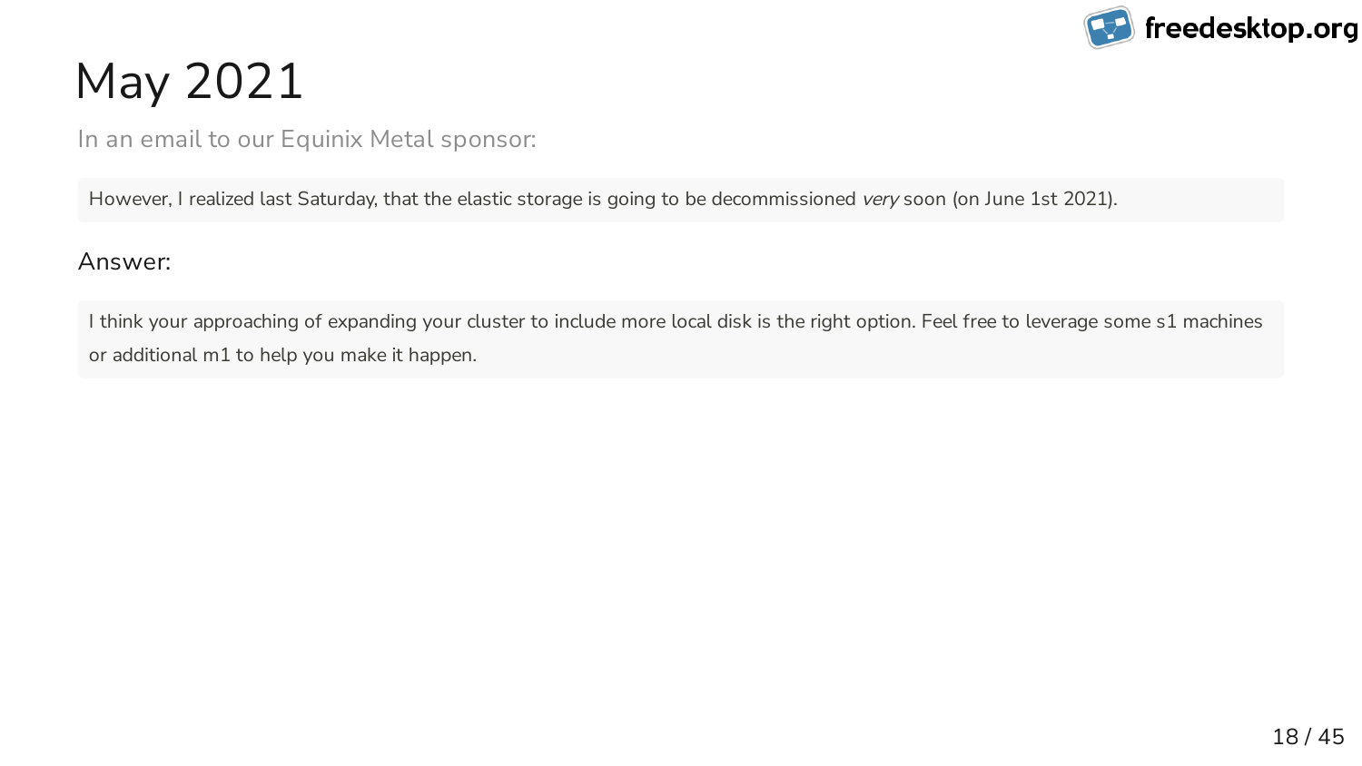# May 2021

In an email to our Equinix Metal sponsor:

> However, I realized last Saturday, that the elastic storage is going to be decommissioned *very* soon (on June 1st 2021).

Answer:

> I think your approaching of expanding your cluster to include more local disk is the right option. Feel free to leverage some s1 machines or additional m1 to help you make it happen.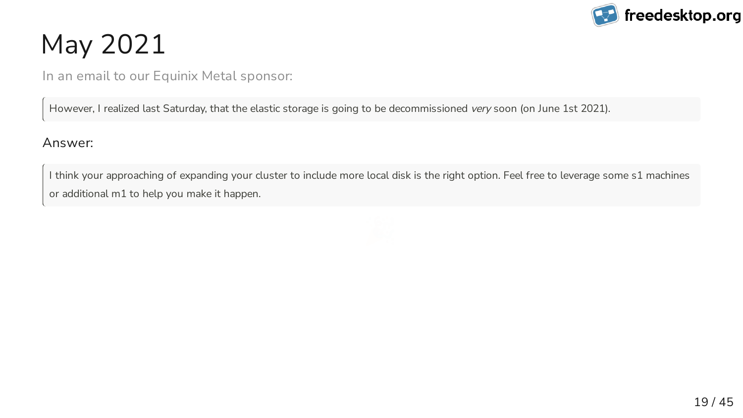# May 2021

In an email to our Equinix Metal sponsor:

> However, I realized last Saturday, that the elastic storage is going to be decommissioned *very* soon (on June 1st 2021).

Answer:

> I think your approaching of expanding your cluster to include more local disk is the right option. Feel free to leverage some s1 machines or additional m1 to help you make it happen.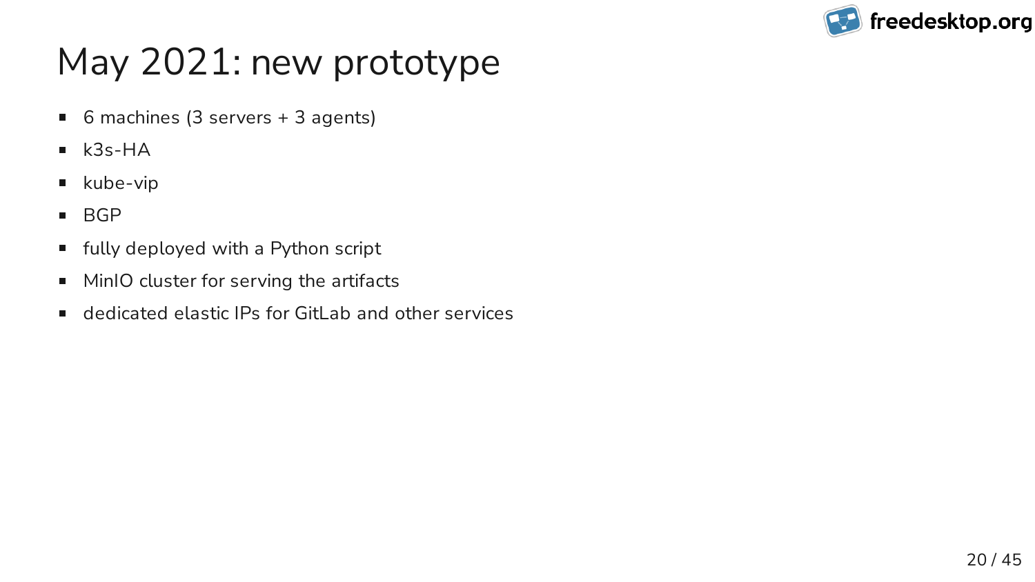# May 2021: new prototype

- 6 machines (3 servers + 3 agents)
- k3s-HA
- kube-vip
- BGP
- fully deployed with a Python script
- MinIO cluster for serving the artifacts
- dedicated elastic IPs for GitLab and other services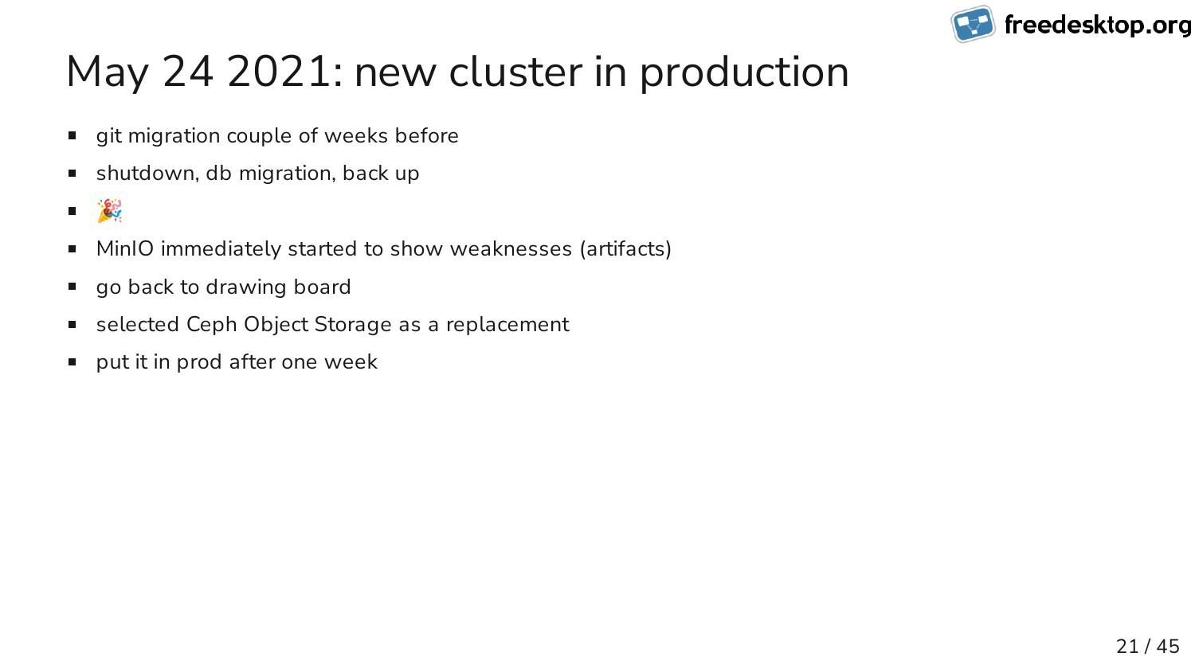# May 24 2021: new cluster in production

- git migration couple of weeks before
- shutdown, db migration, back up
- 🎉
- MinIO immediately started to show weaknesses (artifacts)
- go back to drawing board
- selected Ceph Object Storage as a replacement
- put it in prod after one week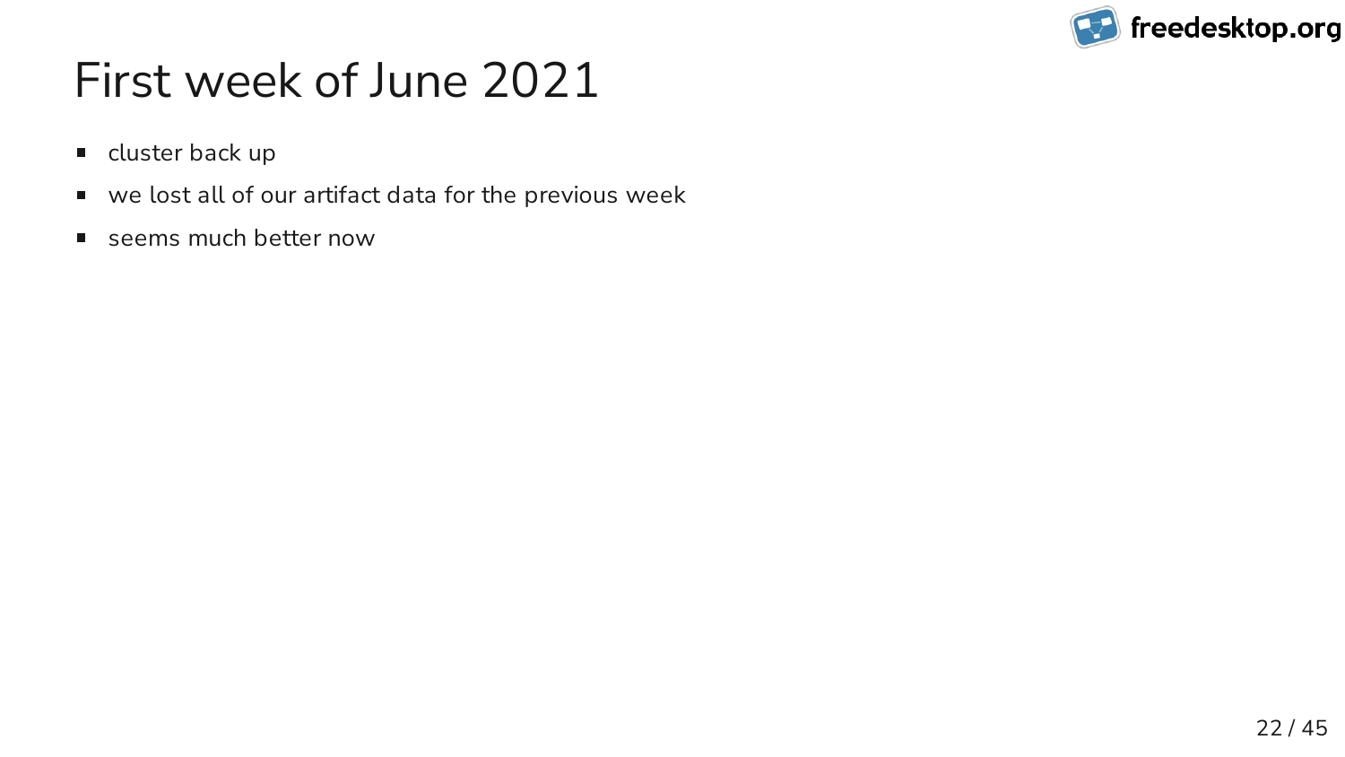# First week of June 2021

- cluster back up
- we lost all of our artifact data for the previous week
- seems much better now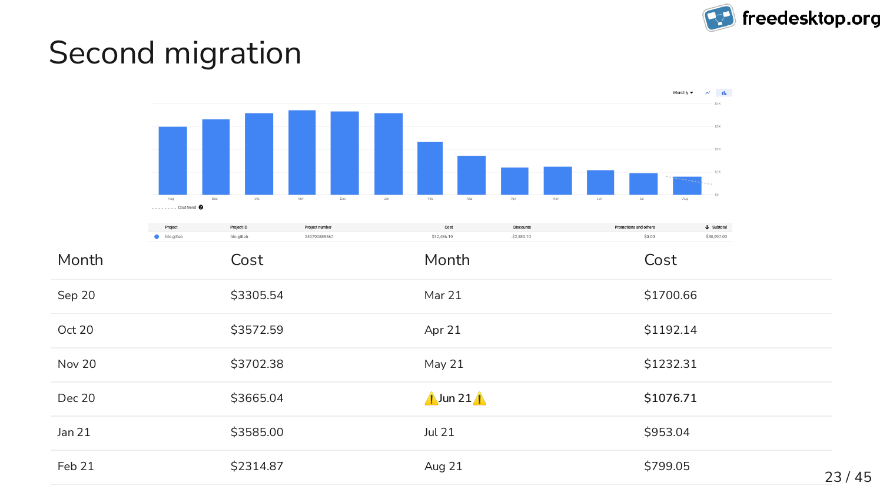# Second migration

| Month | Cost | Month | Cost |
|---|---|---|---|
| Sep 20 | $3305.54 | Mar 21 | $1700.66 |
| Oct 20 | $3572.59 | Apr 21 | $1192.14 |
| Nov 20 | $3702.38 | May 21 | $1232.31 |
| Dec 20 | $3665.04 | ⚠️**Jun 21**⚠️ | **$1076.71** |
| Jan 21 | $3585.00 | Jul 21 | $953.04 |
| Feb 21 | $2314.87 | Aug 21 | $799.05 |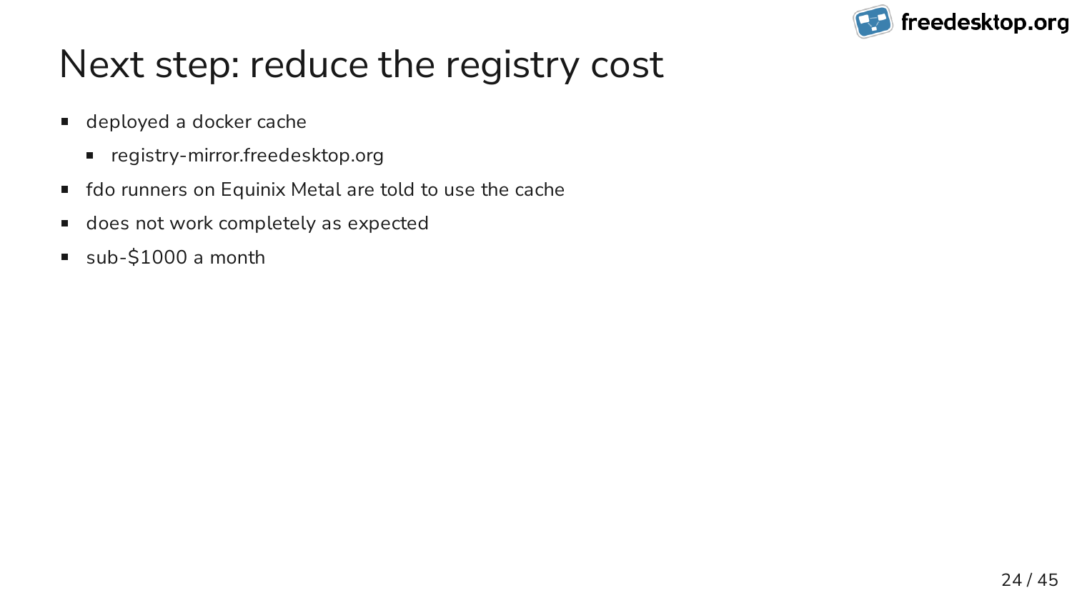# Next step: reduce the registry cost

- deployed a docker cache
  - registry-mirror.freedesktop.org
- fdo runners on Equinix Metal are told to use the cache
- does not work completely as expected
- sub-$1000 a month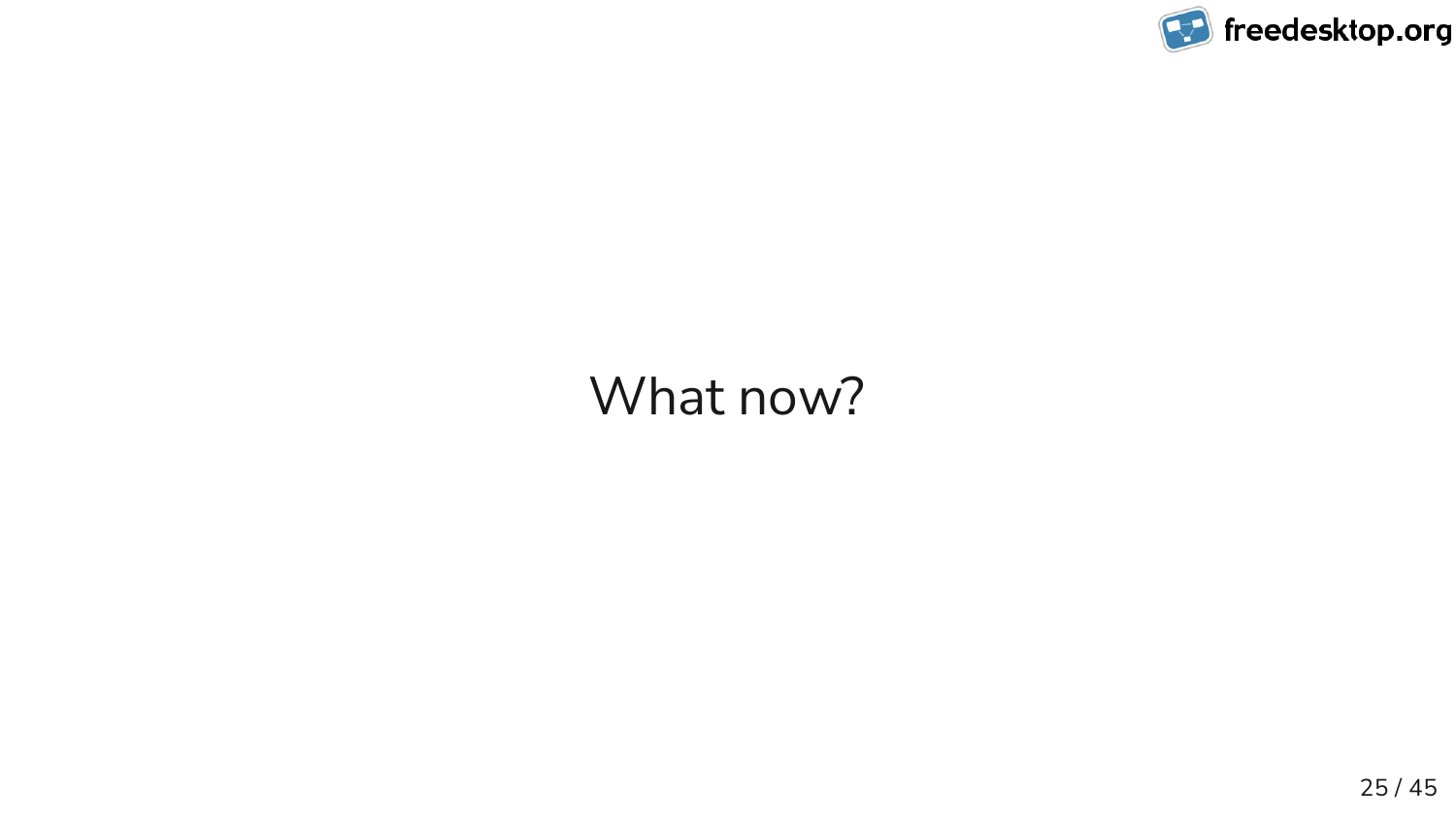# What now?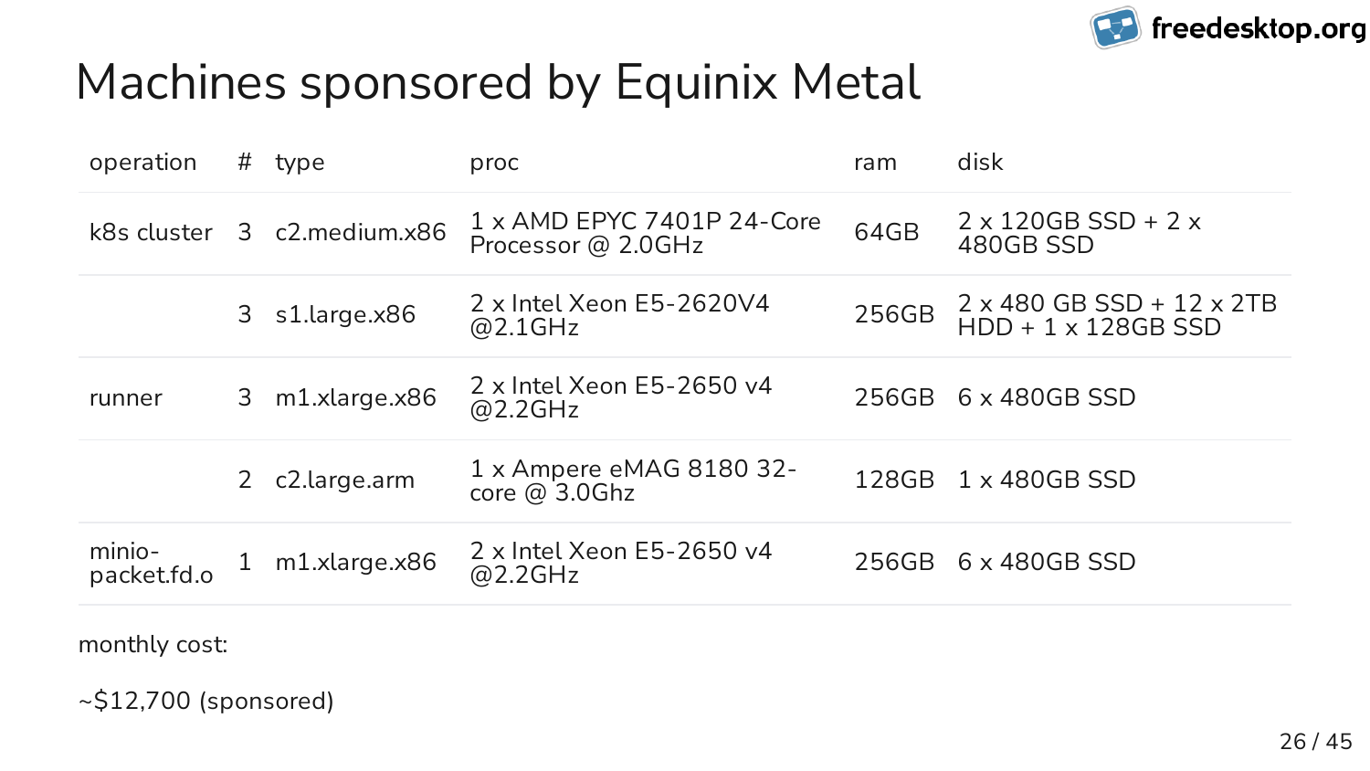# Machines sponsored by Equinix Metal

| operation | # | type | proc | ram | disk |
|---|---|---|---|---|---|
| k8s cluster | 3 | c2.medium.x86 | 1 x AMD EPYC 7401P 24-Core Processor @ 2.0GHz | 64GB | 2 x 120GB SSD + 2 x 480GB SSD |
| | 3 | s1.large.x86 | 2 x Intel Xeon E5-2620V4 @2.1GHz | 256GB | 2 x 480 GB SSD + 12 x 2TB HDD + 1 x 128GB SSD |
| runner | 3 | m1.xlarge.x86 | 2 x Intel Xeon E5-2650 v4 @2.2GHz | 256GB | 6 x 480GB SSD |
| | 2 | c2.large.arm | 1 x Ampere eMAG 8180 32-core @ 3.0Ghz | 128GB | 1 x 480GB SSD |
| minio-packet.fd.o | 1 | m1.xlarge.x86 | 2 x Intel Xeon E5-2650 v4 @2.2GHz | 256GB | 6 x 480GB SSD |

monthly cost:

~$12,700 (sponsored)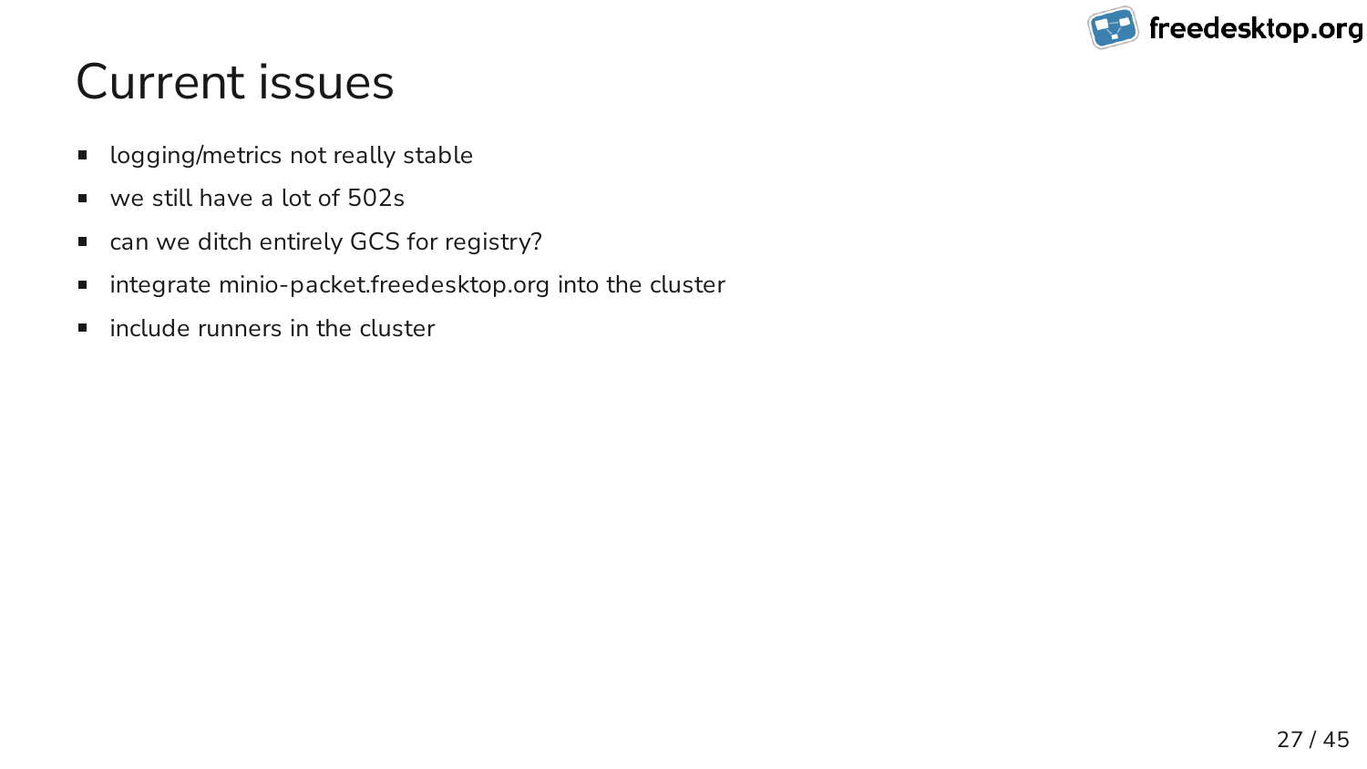# Current issues

- logging/metrics not really stable
- we still have a lot of 502s
- can we ditch entirely GCS for registry?
- integrate minio-packet.freedesktop.org into the cluster
- include runners in the cluster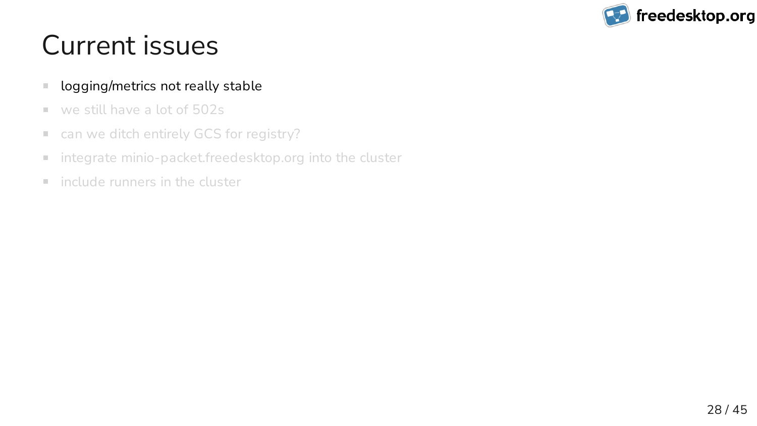# Current issues

- logging/metrics not really stable
- we still have a lot of 502s
- can we ditch entirely GCS for registry?
- integrate minio-packet.freedesktop.org into the cluster
- include runners in the cluster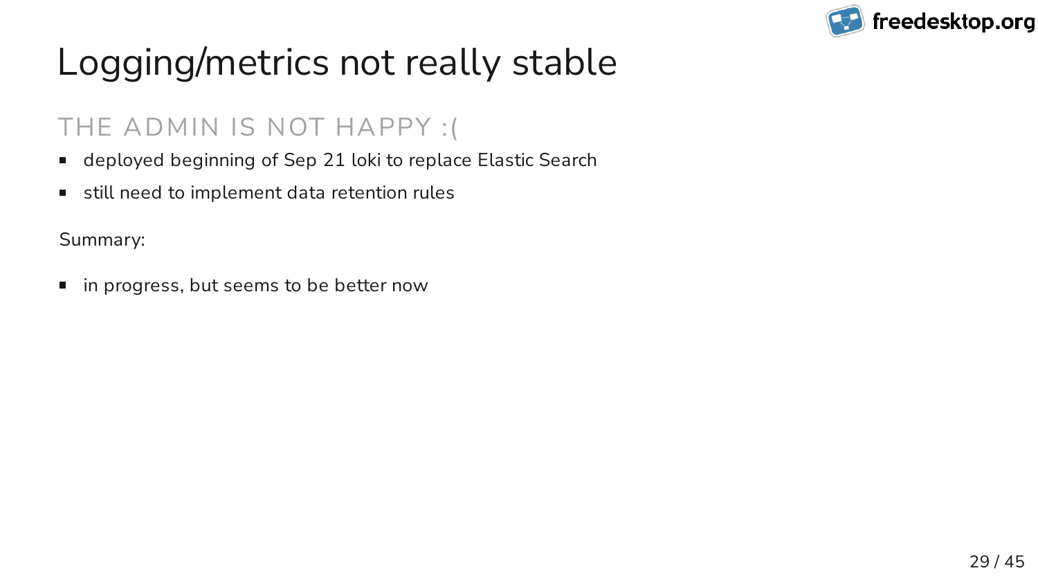# Logging/metrics not really stable

## THE ADMIN IS NOT HAPPY :(

- deployed beginning of Sep 21 loki to replace Elastic Search
- still need to implement data retention rules

Summary:

- in progress, but seems to be better now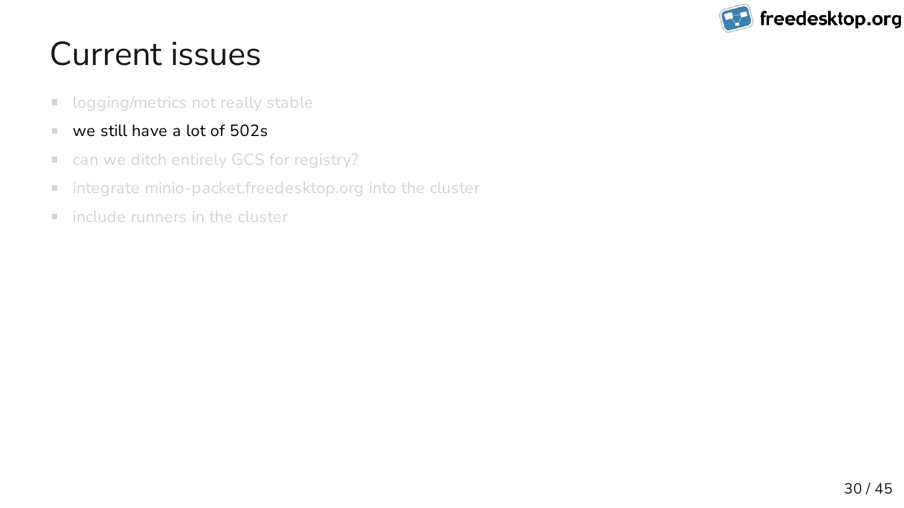# Current issues

- logging/metrics not really stable
- we still have a lot of 502s
- can we ditch entirely GCS for registry?
- integrate minio-packet.freedesktop.org into the cluster
- include runners in the cluster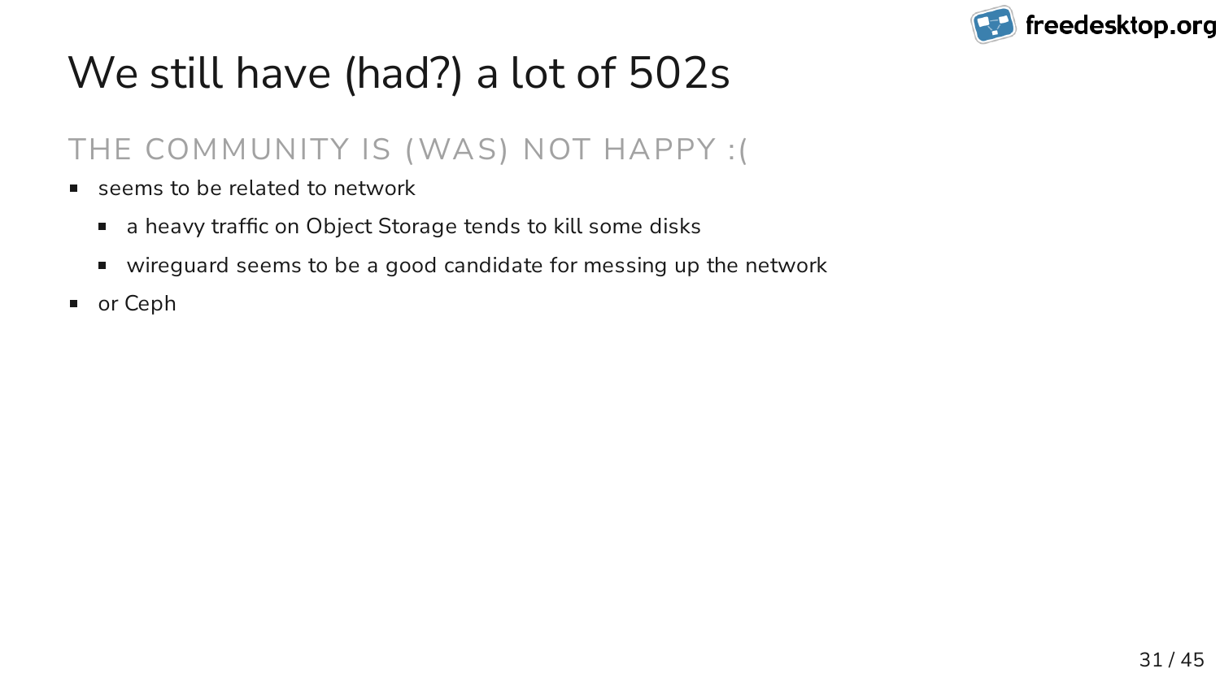# We still have (had?) a lot of 502s

## THE COMMUNITY IS (WAS) NOT HAPPY :(

- seems to be related to network
  - a heavy traffic on Object Storage tends to kill some disks
  - wireguard seems to be a good candidate for messing up the network
- or Ceph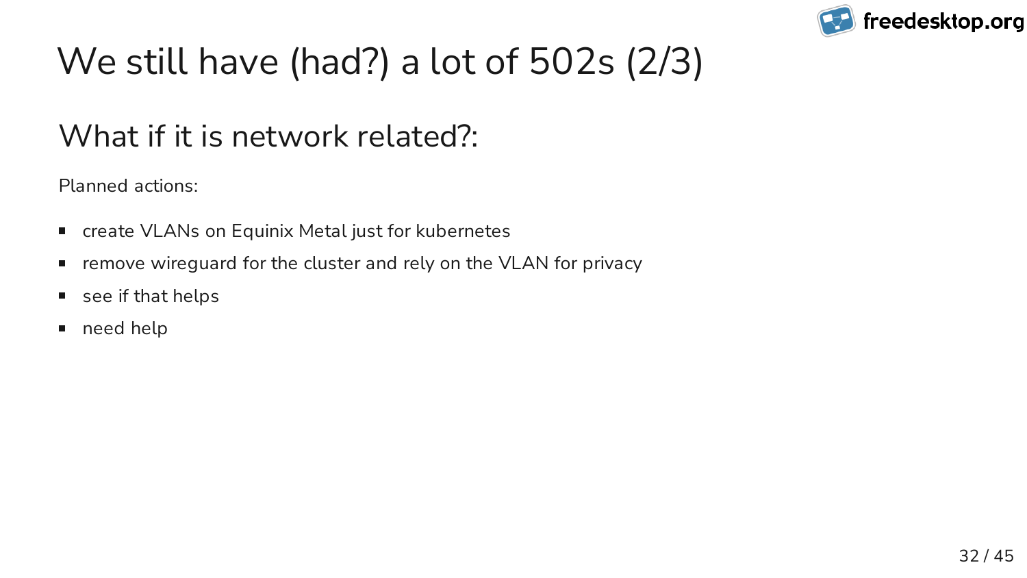# We still have (had?) a lot of 502s (2/3)

## What if it is network related?:

Planned actions:

- create VLANs on Equinix Metal just for kubernetes
- remove wireguard for the cluster and rely on the VLAN for privacy
- see if that helps
- need help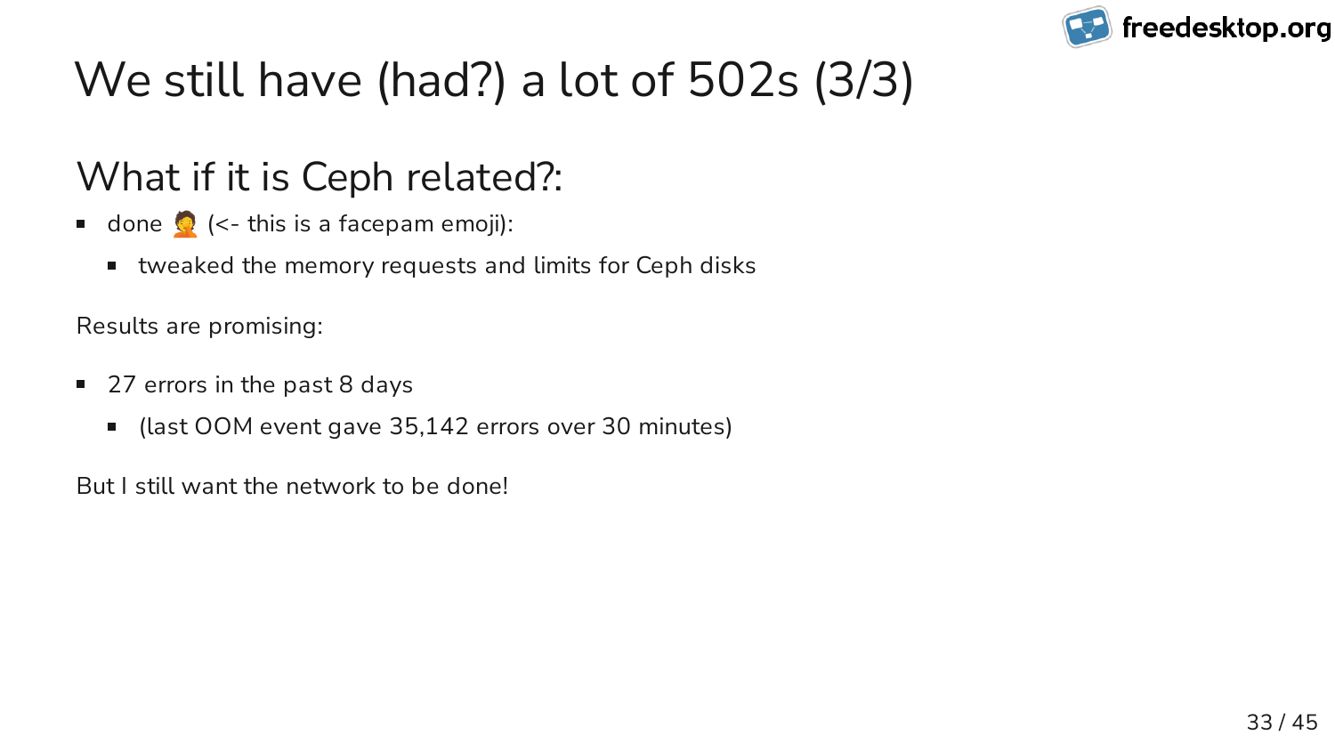# We still have (had?) a lot of 502s (3/3)

## What if it is Ceph related?:

- done 🤦 (<- this is a facepam emoji):
  - tweaked the memory requests and limits for Ceph disks

Results are promising:

- 27 errors in the past 8 days
  - (last OOM event gave 35,142 errors over 30 minutes)

But I still want the network to be done!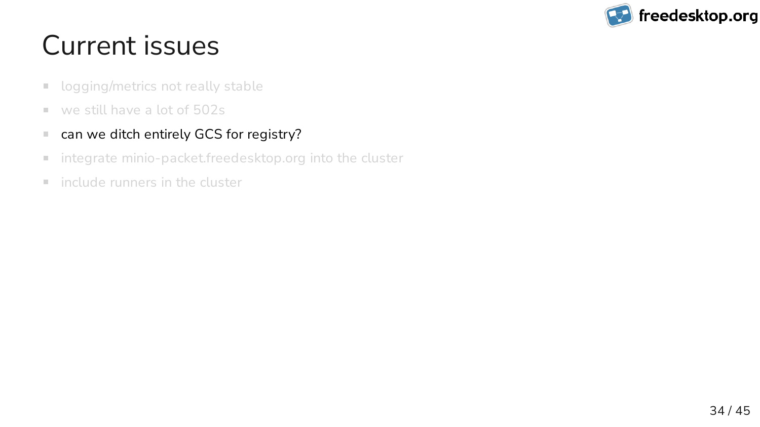# Current issues

- logging/metrics not really stable
- we still have a lot of 502s
- can we ditch entirely GCS for registry?
- integrate minio-packet.freedesktop.org into the cluster
- include runners in the cluster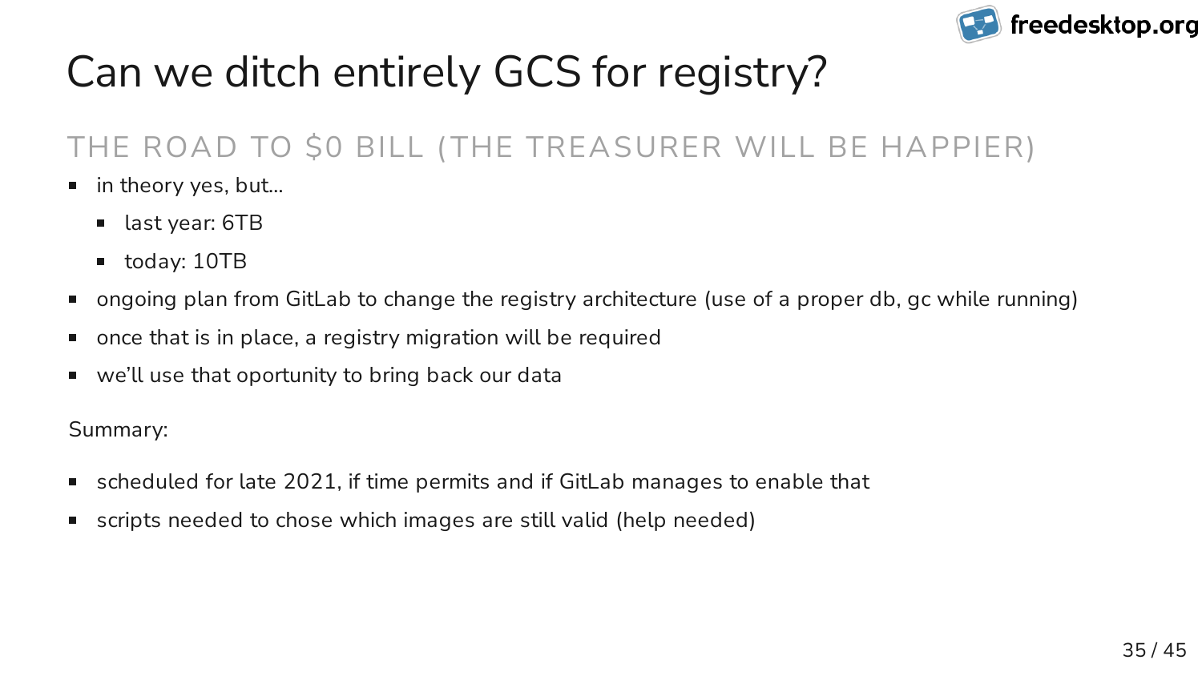# Can we ditch entirely GCS for registry?

## THE ROAD TO $0 BILL (THE TREASURER WILL BE HAPPIER)

- in theory yes, but...
  - last year: 6TB
  - today: 10TB
- ongoing plan from GitLab to change the registry architecture (use of a proper db, gc while running)
- once that is in place, a registry migration will be required
- we'll use that oportunity to bring back our data

Summary:

- scheduled for late 2021, if time permits and if GitLab manages to enable that
- scripts needed to chose which images are still valid (help needed)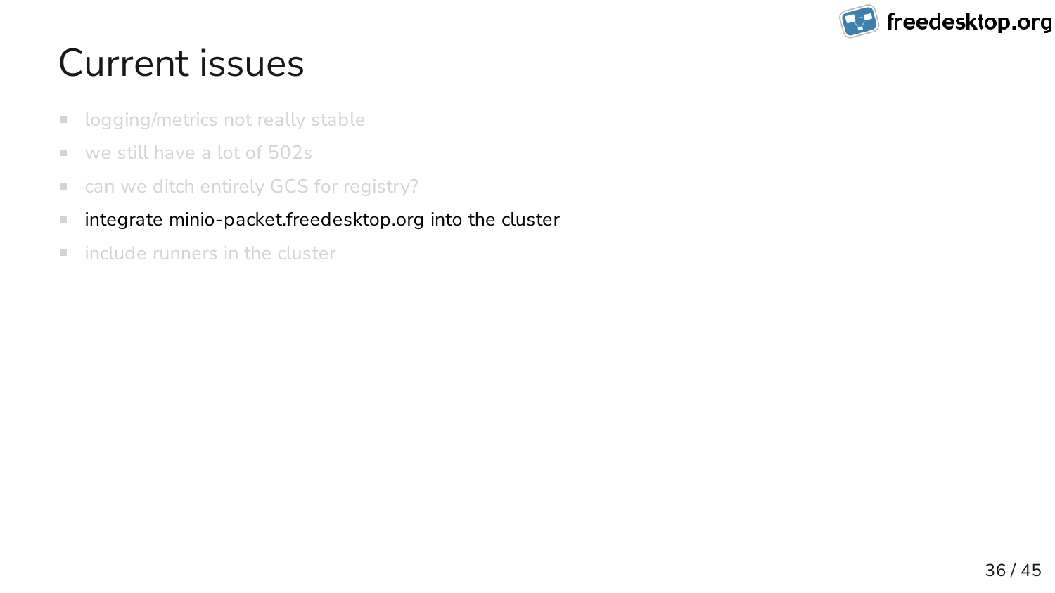# Current issues

- logging/metrics not really stable
- we still have a lot of 502s
- can we ditch entirely GCS for registry?
- integrate minio-packet.freedesktop.org into the cluster
- include runners in the cluster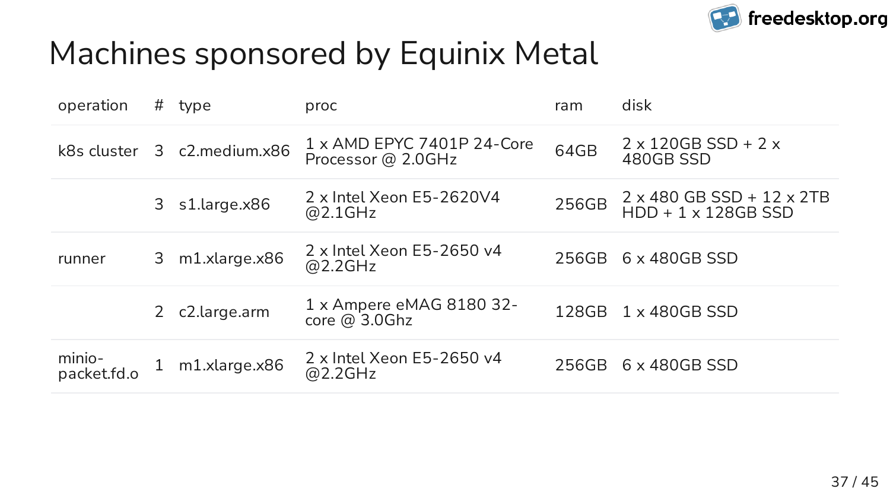# Machines sponsored by Equinix Metal

| operation | # | type | proc | ram | disk |
|---|---|---|---|---|---|
| k8s cluster | 3 | c2.medium.x86 | 1 x AMD EPYC 7401P 24-Core Processor @ 2.0GHz | 64GB | 2 x 120GB SSD + 2 x 480GB SSD |
| | 3 | s1.large.x86 | 2 x Intel Xeon E5-2620V4 @2.1GHz | 256GB | 2 x 480 GB SSD + 12 x 2TB HDD + 1 x 128GB SSD |
| runner | 3 | m1.xlarge.x86 | 2 x Intel Xeon E5-2650 v4 @2.2GHz | 256GB | 6 x 480GB SSD |
| | 2 | c2.large.arm | 1 x Ampere eMAG 8180 32-core @ 3.0Ghz | 128GB | 1 x 480GB SSD |
| minio-packet.fd.o | 1 | m1.xlarge.x86 | 2 x Intel Xeon E5-2650 v4 @2.2GHz | 256GB | 6 x 480GB SSD |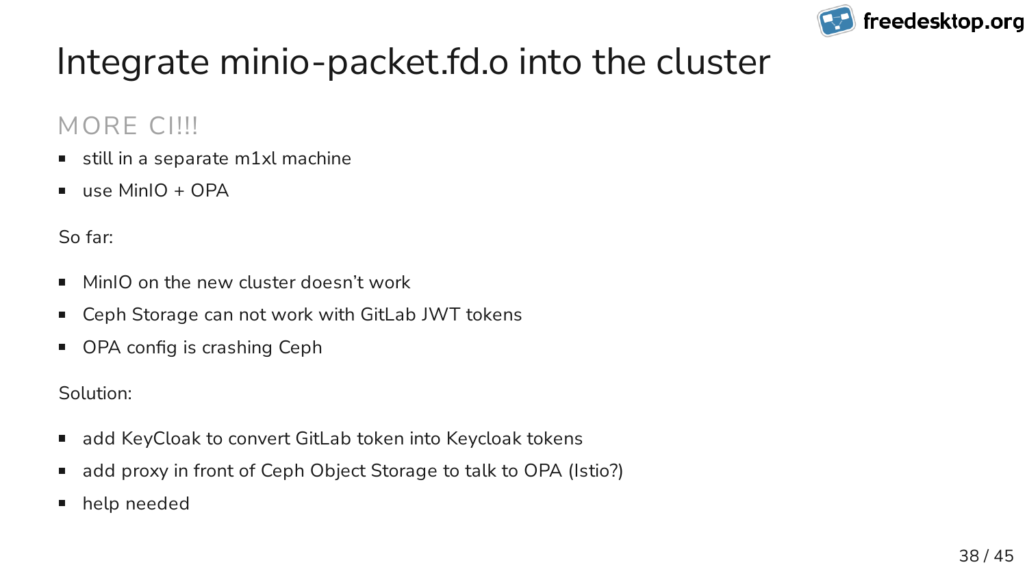# Integrate minio-packet.fd.o into the cluster

## MORE CI!!!

- still in a separate m1xl machine
- use MinIO + OPA

So far:

- MinIO on the new cluster doesn't work
- Ceph Storage can not work with GitLab JWT tokens
- OPA config is crashing Ceph

Solution:

- add KeyCloak to convert GitLab token into Keycloak tokens
- add proxy in front of Ceph Object Storage to talk to OPA (Istio?)
- help needed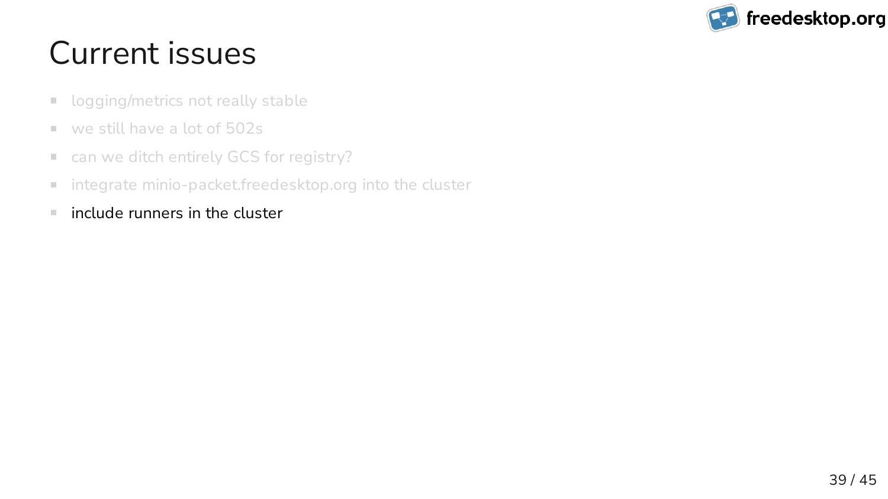# Current issues

- logging/metrics not really stable
- we still have a lot of 502s
- can we ditch entirely GCS for registry?
- integrate minio-packet.freedesktop.org into the cluster
- include runners in the cluster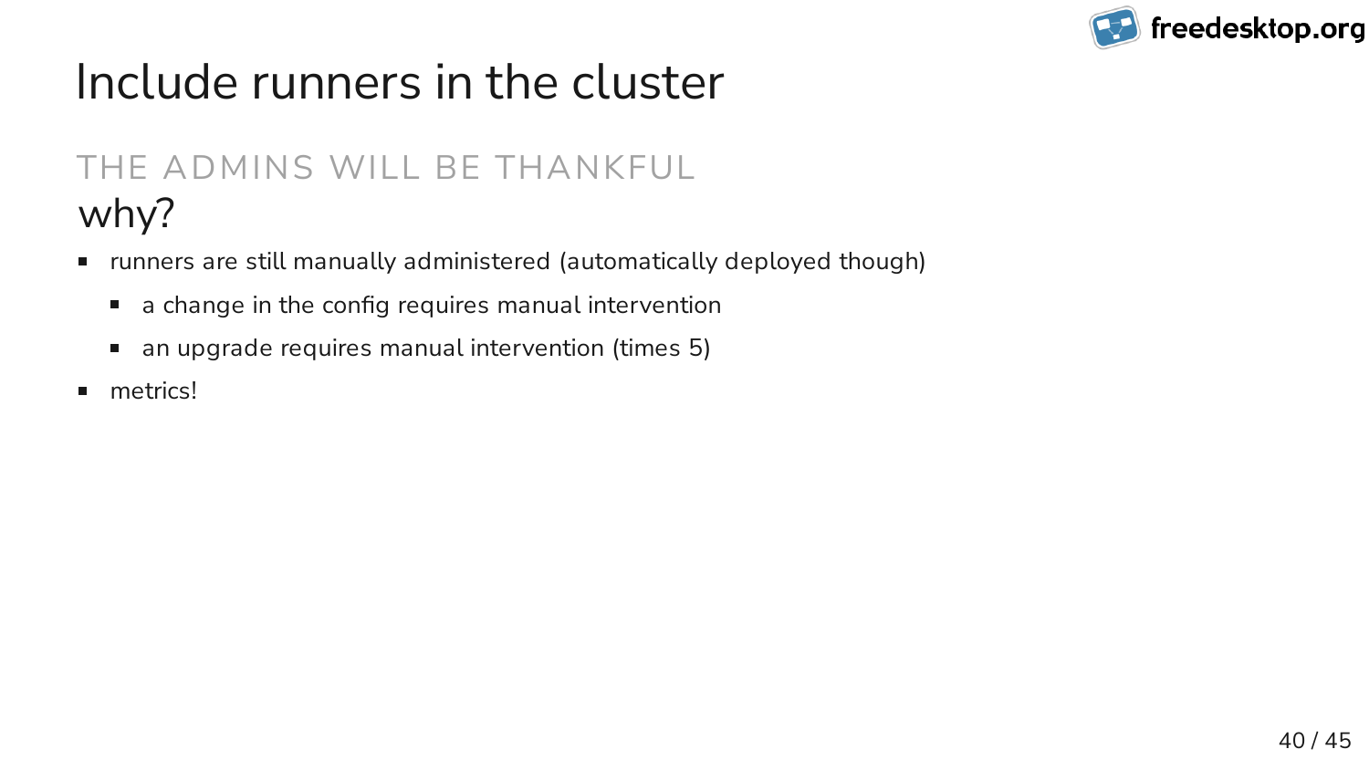# Include runners in the cluster

## THE ADMINS WILL BE THANKFUL

### why?

- runners are still manually administered (automatically deployed though)
  - a change in the config requires manual intervention
  - an upgrade requires manual intervention (times 5)
- metrics!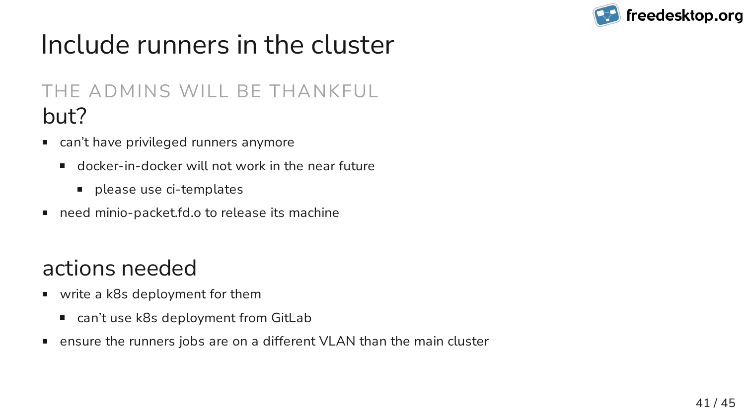# Include runners in the cluster

THE ADMINS WILL BE THANKFUL

## but?

- can't have privileged runners anymore
  - docker-in-docker will not work in the near future
    - please use ci-templates
- need minio-packet.fd.o to release its machine

## actions needed

- write a k8s deployment for them
  - can't use k8s deployment from GitLab
- ensure the runners jobs are on a different VLAN than the main cluster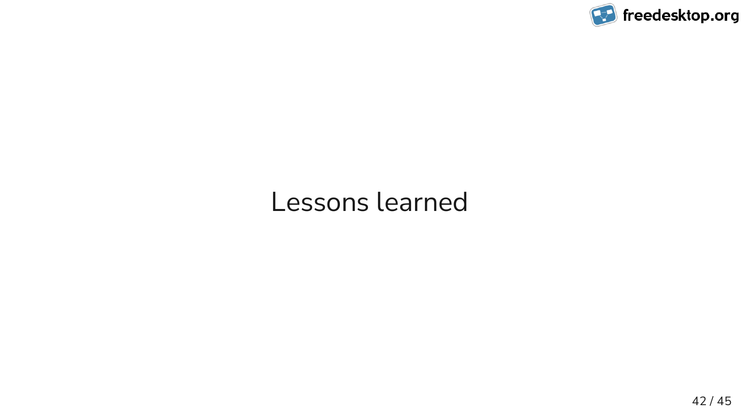# Lessons learned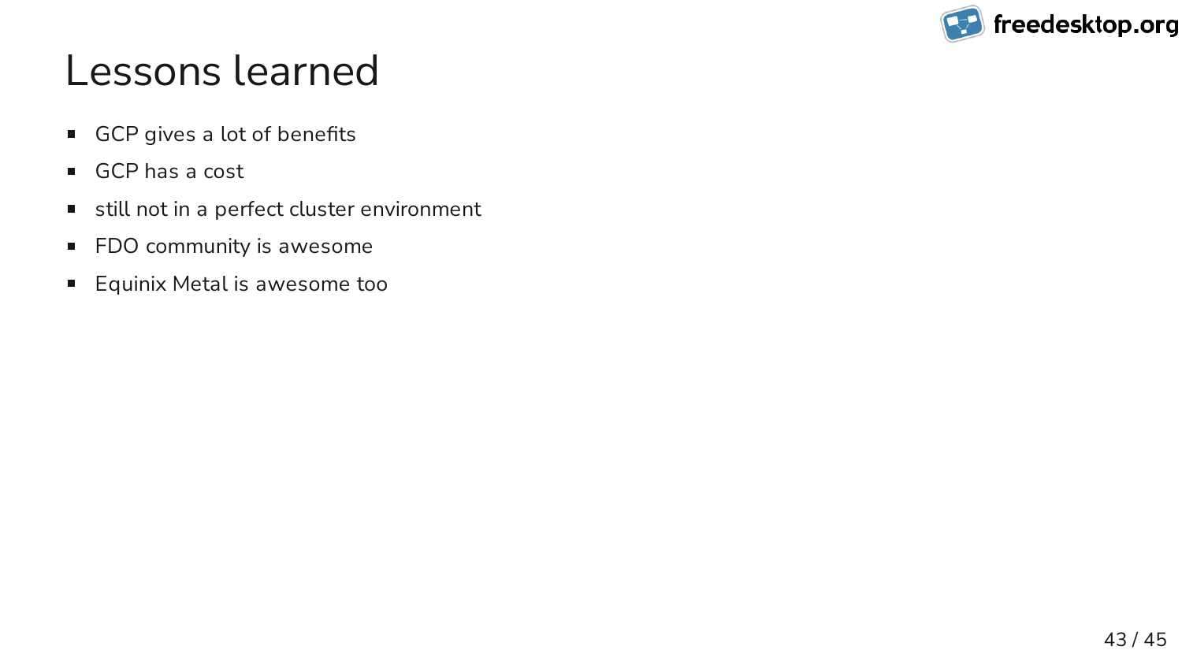# Lessons learned

- GCP gives a lot of benefits
- GCP has a cost
- still not in a perfect cluster environment
- FDO community is awesome
- Equinix Metal is awesome too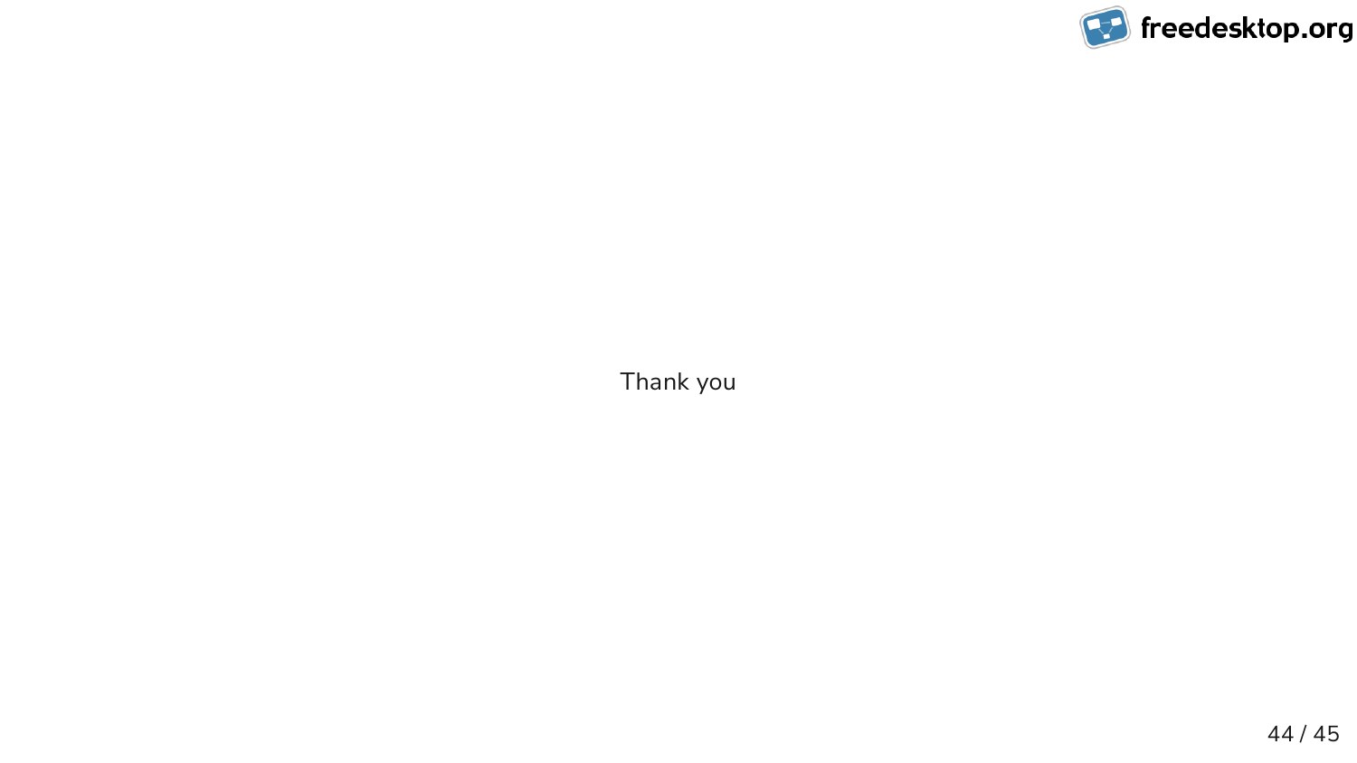Thank you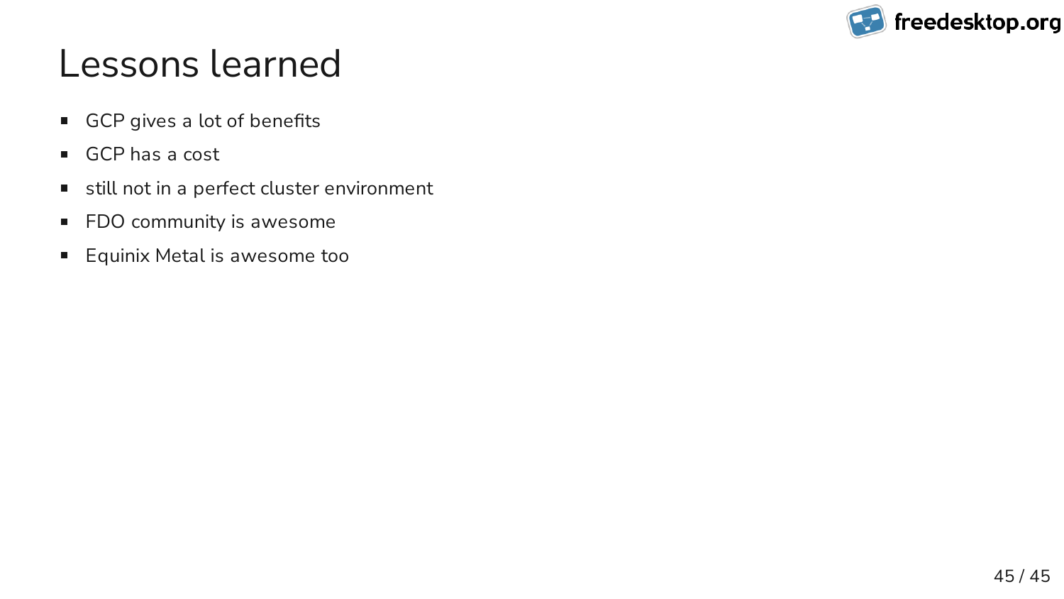# Lessons learned

- GCP gives a lot of benefits
- GCP has a cost
- still not in a perfect cluster environment
- FDO community is awesome
- Equinix Metal is awesome too